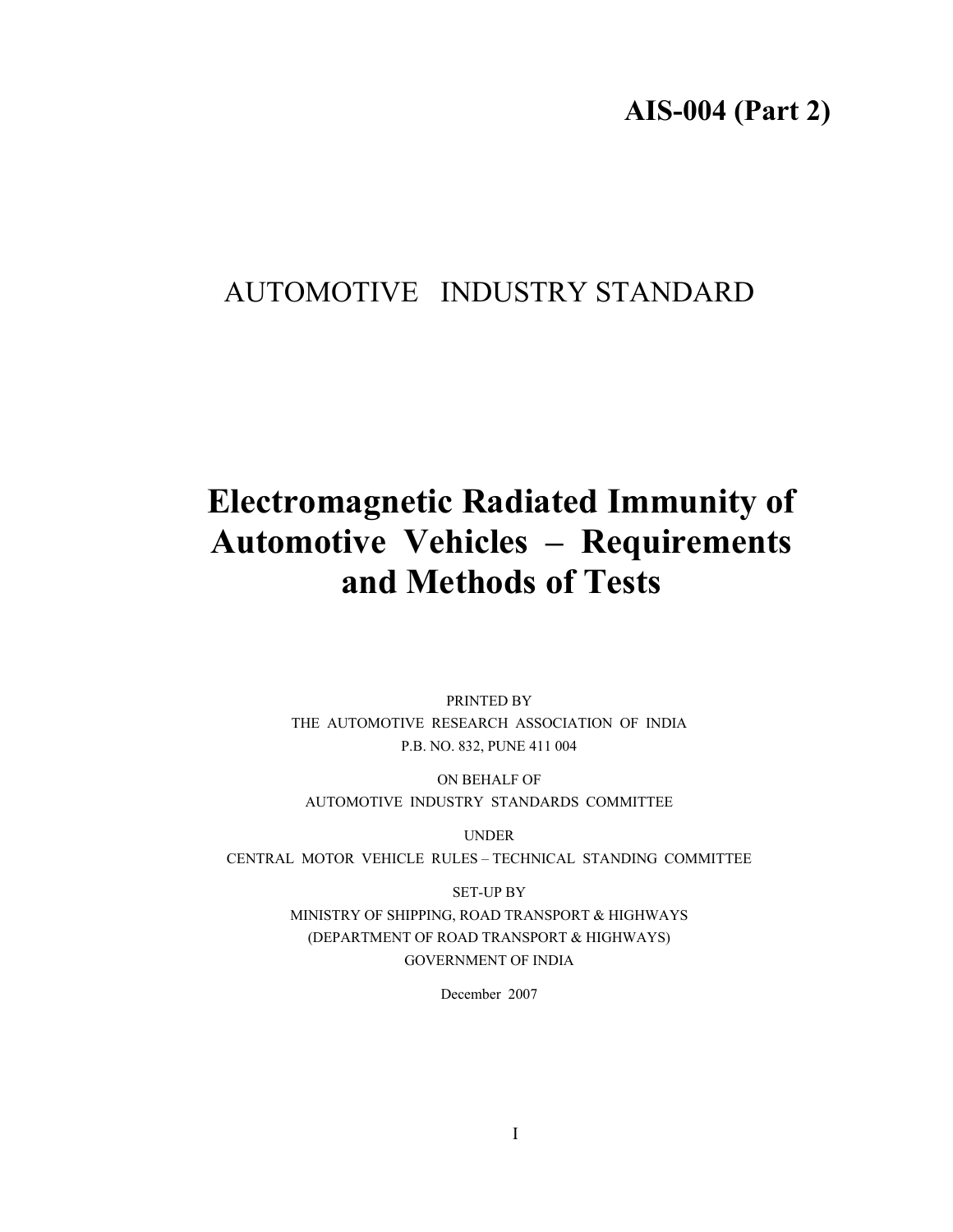**AIS-004 (Part 2)**

AUTOMOTIVE INDUSTRY STANDARD

# Electromagnetic Radiated Immunity of Automotive Vehicles – Requirements and Methods of Tests

PRINTED BY
THE AUTOMOTIVE RESEARCH ASSOCIATION OF INDIA
P.B. NO. 832, PUNE 411 004

ON BEHALF OF
AUTOMOTIVE INDUSTRY STANDARDS COMMITTEE

UNDER
CENTRAL MOTOR VEHICLE RULES – TECHNICAL STANDING COMMITTEE

SET-UP BY
MINISTRY OF SHIPPING, ROAD TRANSPORT & HIGHWAYS
(DEPARTMENT OF ROAD TRANSPORT & HIGHWAYS)
GOVERNMENT OF INDIA

December 2007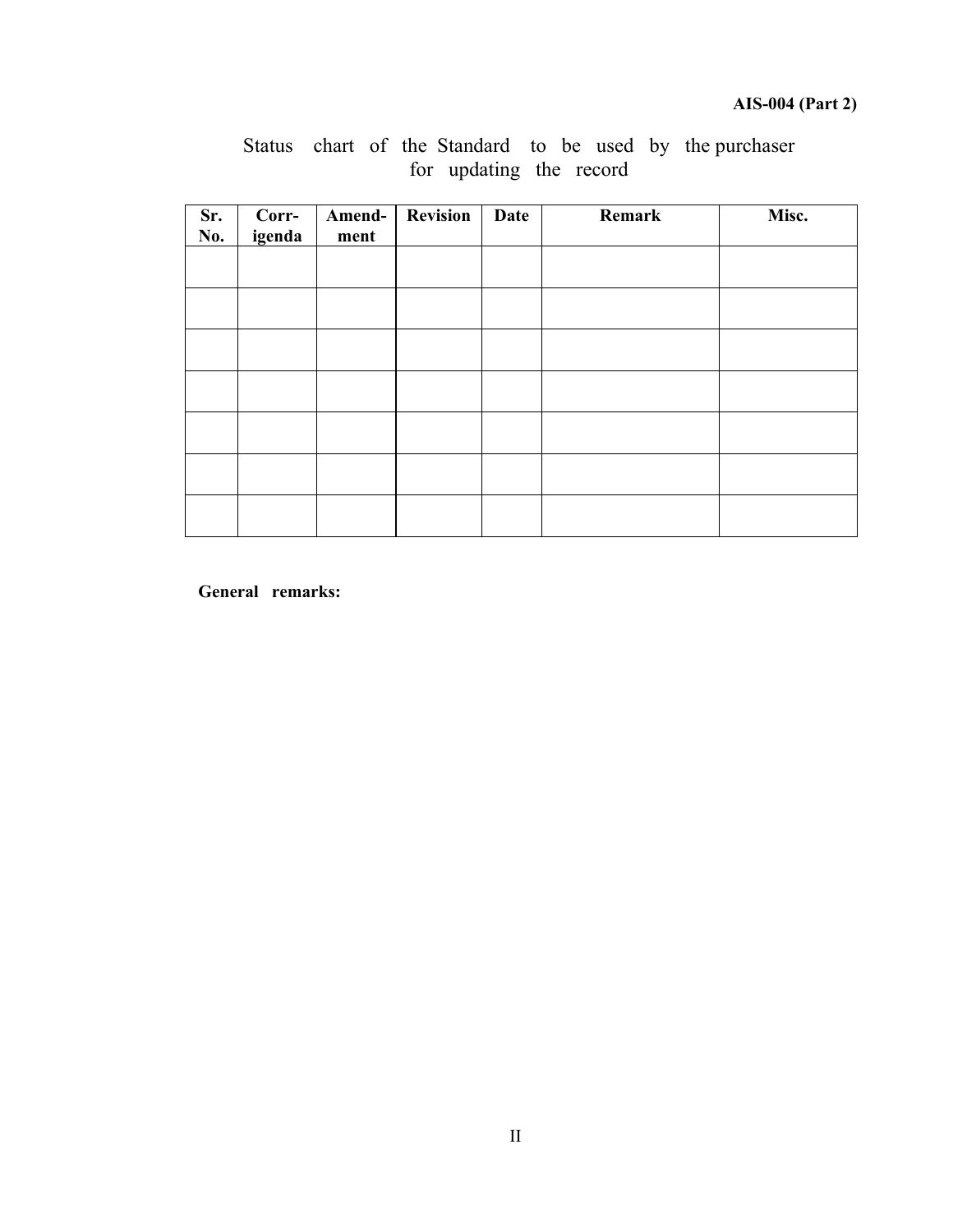Status chart of the Standard to be used by the purchaser for updating the record

| Sr. No. | Corr-igenda | Amend-ment | Revision | Date | Remark | Misc. |
|---|---|---|---|---|---|---|
| | | | | | | |
| | | | | | | |
| | | | | | | |
| | | | | | | |
| | | | | | | |
| | | | | | | |
| | | | | | | |

**General remarks:**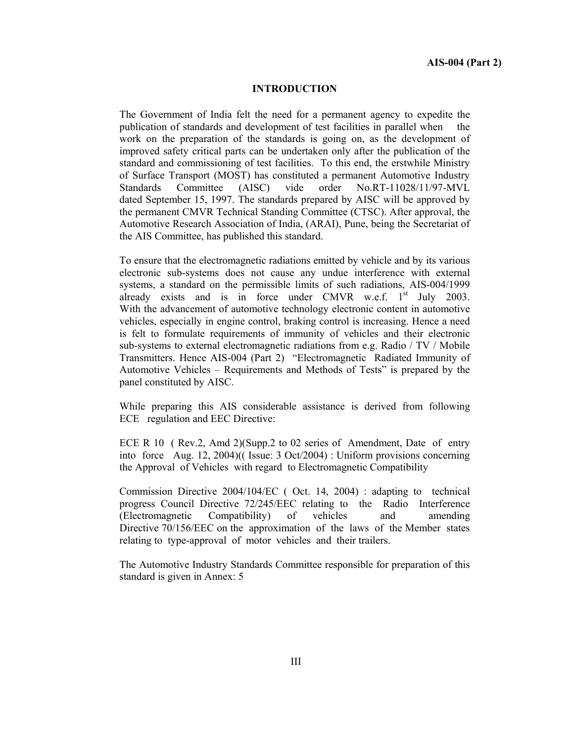## INTRODUCTION

The Government of India felt the need for a permanent agency to expedite the publication of standards and development of test facilities in parallel when the work on the preparation of the standards is going on, as the development of improved safety critical parts can be undertaken only after the publication of the standard and commissioning of test facilities. To this end, the erstwhile Ministry of Surface Transport (MOST) has constituted a permanent Automotive Industry Standards Committee (AISC) vide order No.RT-11028/11/97-MVL dated September 15, 1997. The standards prepared by AISC will be approved by the permanent CMVR Technical Standing Committee (CTSC). After approval, the Automotive Research Association of India, (ARAI), Pune, being the Secretariat of the AIS Committee, has published this standard.

To ensure that the electromagnetic radiations emitted by vehicle and by its various electronic sub-systems does not cause any undue interference with external systems, a standard on the permissible limits of such radiations, AIS-004/1999 already exists and is in force under CMVR w.e.f. 1st July 2003. With the advancement of automotive technology electronic content in automotive vehicles, especially in engine control, braking control is increasing. Hence a need is felt to formulate requirements of immunity of vehicles and their electronic sub-systems to external electromagnetic radiations from e.g. Radio / TV / Mobile Transmitters. Hence AIS-004 (Part 2) "Electromagnetic Radiated Immunity of Automotive Vehicles – Requirements and Methods of Tests" is prepared by the panel constituted by AISC.

While preparing this AIS considerable assistance is derived from following ECE regulation and EEC Directive:

ECE R 10 ( Rev.2, Amd 2)(Supp.2 to 02 series of Amendment, Date of entry into force Aug. 12, 2004)(( Issue: 3 Oct/2004) : Uniform provisions concerning the Approval of Vehicles with regard to Electromagnetic Compatibility

Commission Directive 2004/104/EC ( Oct. 14, 2004) : adapting to technical progress Council Directive 72/245/EEC relating to the Radio Interference (Electromagnetic Compatibility) of vehicles and amending Directive 70/156/EEC on the approximation of the laws of the Member states relating to type-approval of motor vehicles and their trailers.

The Automotive Industry Standards Committee responsible for preparation of this standard is given in Annex: 5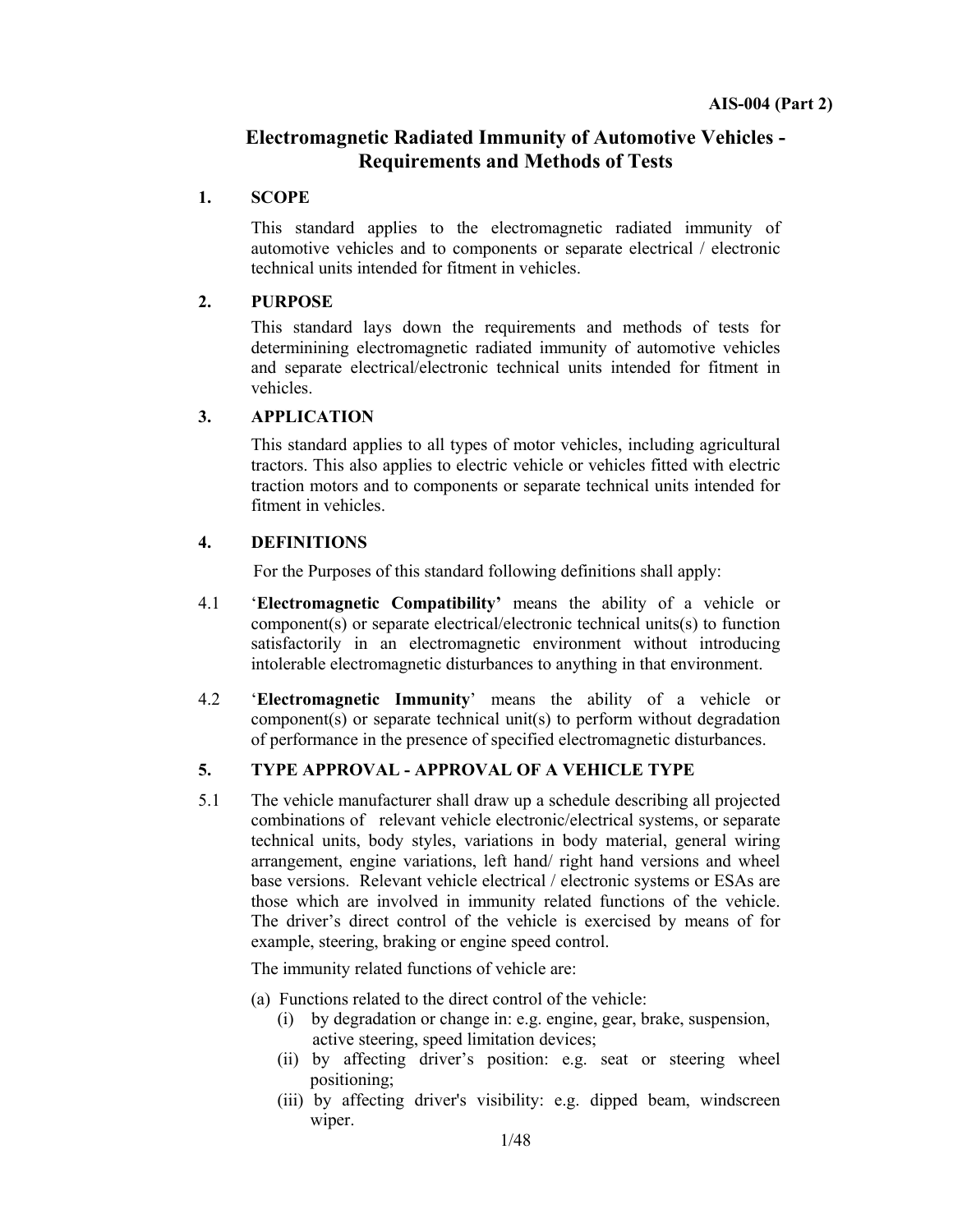# Electromagnetic Radiated Immunity of Automotive Vehicles - Requirements and Methods of Tests

## 1. SCOPE

This standard applies to the electromagnetic radiated immunity of automotive vehicles and to components or separate electrical / electronic technical units intended for fitment in vehicles.

## 2. PURPOSE

This standard lays down the requirements and methods of tests for determinining electromagnetic radiated immunity of automotive vehicles and separate electrical/electronic technical units intended for fitment in vehicles.

## 3. APPLICATION

This standard applies to all types of motor vehicles, including agricultural tractors. This also applies to electric vehicle or vehicles fitted with electric traction motors and to components or separate technical units intended for fitment in vehicles.

## 4. DEFINITIONS

For the Purposes of this standard following definitions shall apply:

4.1 '**Electromagnetic Compatibility'** means the ability of a vehicle or component(s) or separate electrical/electronic technical units(s) to function satisfactorily in an electromagnetic environment without introducing intolerable electromagnetic disturbances to anything in that environment.

4.2 '**Electromagnetic Immunity**' means the ability of a vehicle or component(s) or separate technical unit(s) to perform without degradation of performance in the presence of specified electromagnetic disturbances.

## 5. TYPE APPROVAL - APPROVAL OF A VEHICLE TYPE

5.1 The vehicle manufacturer shall draw up a schedule describing all projected combinations of relevant vehicle electronic/electrical systems, or separate technical units, body styles, variations in body material, general wiring arrangement, engine variations, left hand/ right hand versions and wheel base versions. Relevant vehicle electrical / electronic systems or ESAs are those which are involved in immunity related functions of the vehicle. The driver's direct control of the vehicle is exercised by means of for example, steering, braking or engine speed control.

The immunity related functions of vehicle are:

(a) Functions related to the direct control of the vehicle:
   (i) by degradation or change in: e.g. engine, gear, brake, suspension, active steering, speed limitation devices;
   (ii) by affecting driver's position: e.g. seat or steering wheel positioning;
   (iii) by affecting driver's visibility: e.g. dipped beam, windscreen wiper.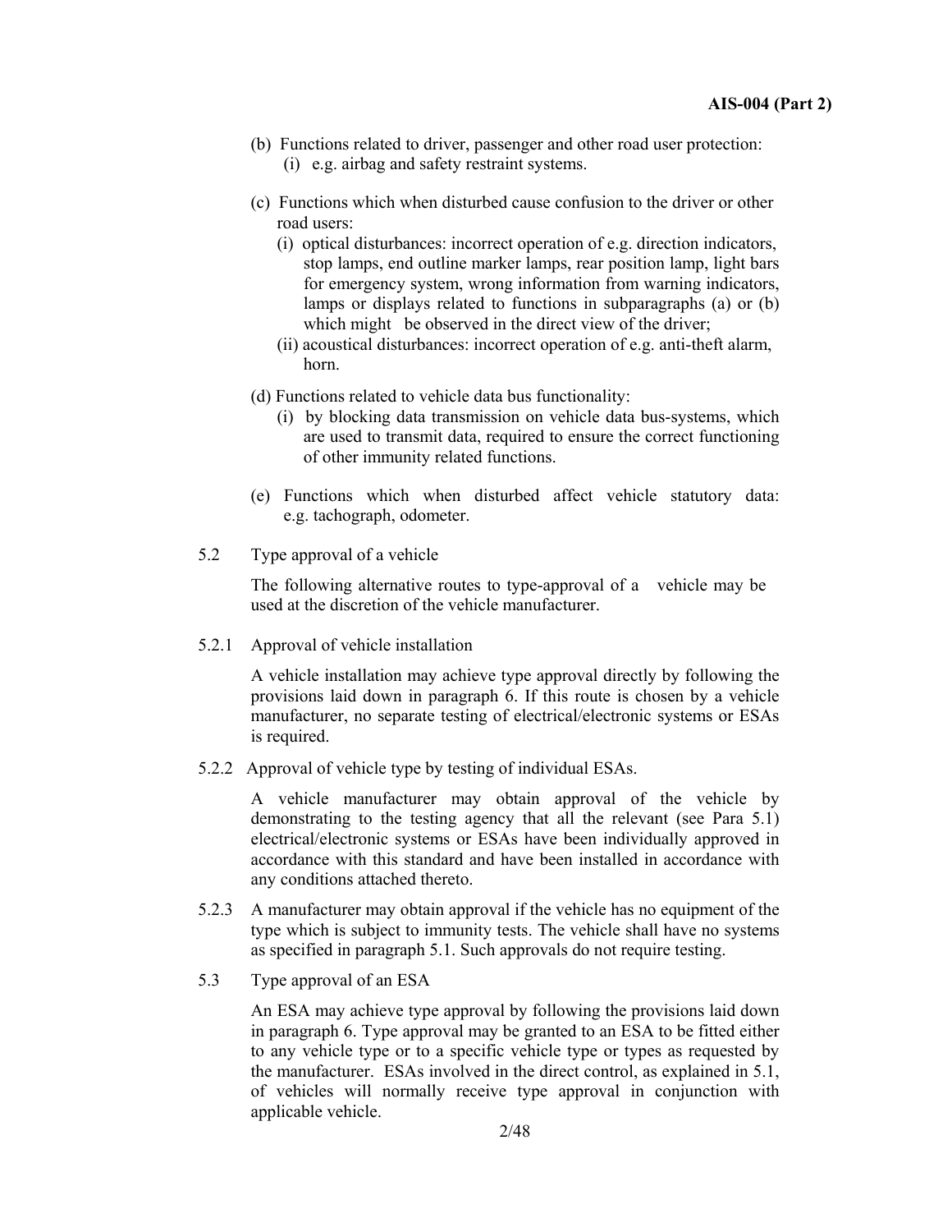(b) Functions related to driver, passenger and other road user protection:
   (i) e.g. airbag and safety restraint systems.

(c) Functions which when disturbed cause confusion to the driver or other road users:
   (i) optical disturbances: incorrect operation of e.g. direction indicators, stop lamps, end outline marker lamps, rear position lamp, light bars for emergency system, wrong information from warning indicators, lamps or displays related to functions in subparagraphs (a) or (b) which might be observed in the direct view of the driver;
   (ii) acoustical disturbances: incorrect operation of e.g. anti-theft alarm, horn.

(d) Functions related to vehicle data bus functionality:
   (i) by blocking data transmission on vehicle data bus-systems, which are used to transmit data, required to ensure the correct functioning of other immunity related functions.

(e) Functions which when disturbed affect vehicle statutory data: e.g. tachograph, odometer.

5.2 Type approval of a vehicle

The following alternative routes to type-approval of a vehicle may be used at the discretion of the vehicle manufacturer.

5.2.1 Approval of vehicle installation

A vehicle installation may achieve type approval directly by following the provisions laid down in paragraph 6. If this route is chosen by a vehicle manufacturer, no separate testing of electrical/electronic systems or ESAs is required.

5.2.2 Approval of vehicle type by testing of individual ESAs.

A vehicle manufacturer may obtain approval of the vehicle by demonstrating to the testing agency that all the relevant (see Para 5.1) electrical/electronic systems or ESAs have been individually approved in accordance with this standard and have been installed in accordance with any conditions attached thereto.

5.2.3 A manufacturer may obtain approval if the vehicle has no equipment of the type which is subject to immunity tests. The vehicle shall have no systems as specified in paragraph 5.1. Such approvals do not require testing.

5.3 Type approval of an ESA

An ESA may achieve type approval by following the provisions laid down in paragraph 6. Type approval may be granted to an ESA to be fitted either to any vehicle type or to a specific vehicle type or types as requested by the manufacturer. ESAs involved in the direct control, as explained in 5.1, of vehicles will normally receive type approval in conjunction with applicable vehicle.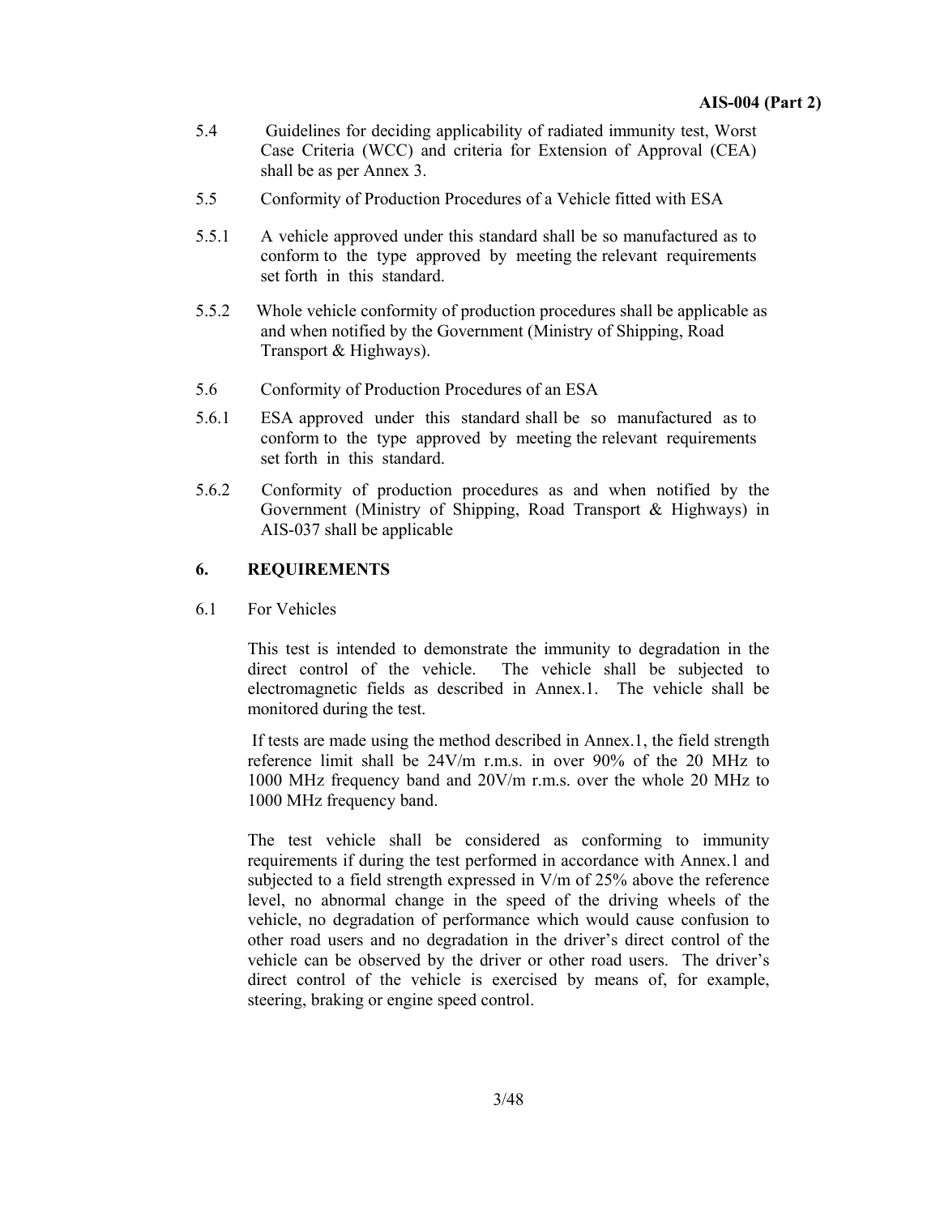5.4 Guidelines for deciding applicability of radiated immunity test, Worst Case Criteria (WCC) and criteria for Extension of Approval (CEA) shall be as per Annex 3.

5.5 Conformity of Production Procedures of a Vehicle fitted with ESA

5.5.1 A vehicle approved under this standard shall be so manufactured as to conform to the type approved by meeting the relevant requirements set forth in this standard.

5.5.2 Whole vehicle conformity of production procedures shall be applicable as and when notified by the Government (Ministry of Shipping, Road Transport & Highways).

5.6 Conformity of Production Procedures of an ESA

5.6.1 ESA approved under this standard shall be so manufactured as to conform to the type approved by meeting the relevant requirements set forth in this standard.

5.6.2 Conformity of production procedures as and when notified by the Government (Ministry of Shipping, Road Transport & Highways) in AIS-037 shall be applicable

## 6. REQUIREMENTS

6.1 For Vehicles

This test is intended to demonstrate the immunity to degradation in the direct control of the vehicle. The vehicle shall be subjected to electromagnetic fields as described in Annex.1. The vehicle shall be monitored during the test.

If tests are made using the method described in Annex.1, the field strength reference limit shall be 24V/m r.m.s. in over 90% of the 20 MHz to 1000 MHz frequency band and 20V/m r.m.s. over the whole 20 MHz to 1000 MHz frequency band.

The test vehicle shall be considered as conforming to immunity requirements if during the test performed in accordance with Annex.1 and subjected to a field strength expressed in V/m of 25% above the reference level, no abnormal change in the speed of the driving wheels of the vehicle, no degradation of performance which would cause confusion to other road users and no degradation in the driver's direct control of the vehicle can be observed by the driver or other road users. The driver's direct control of the vehicle is exercised by means of, for example, steering, braking or engine speed control.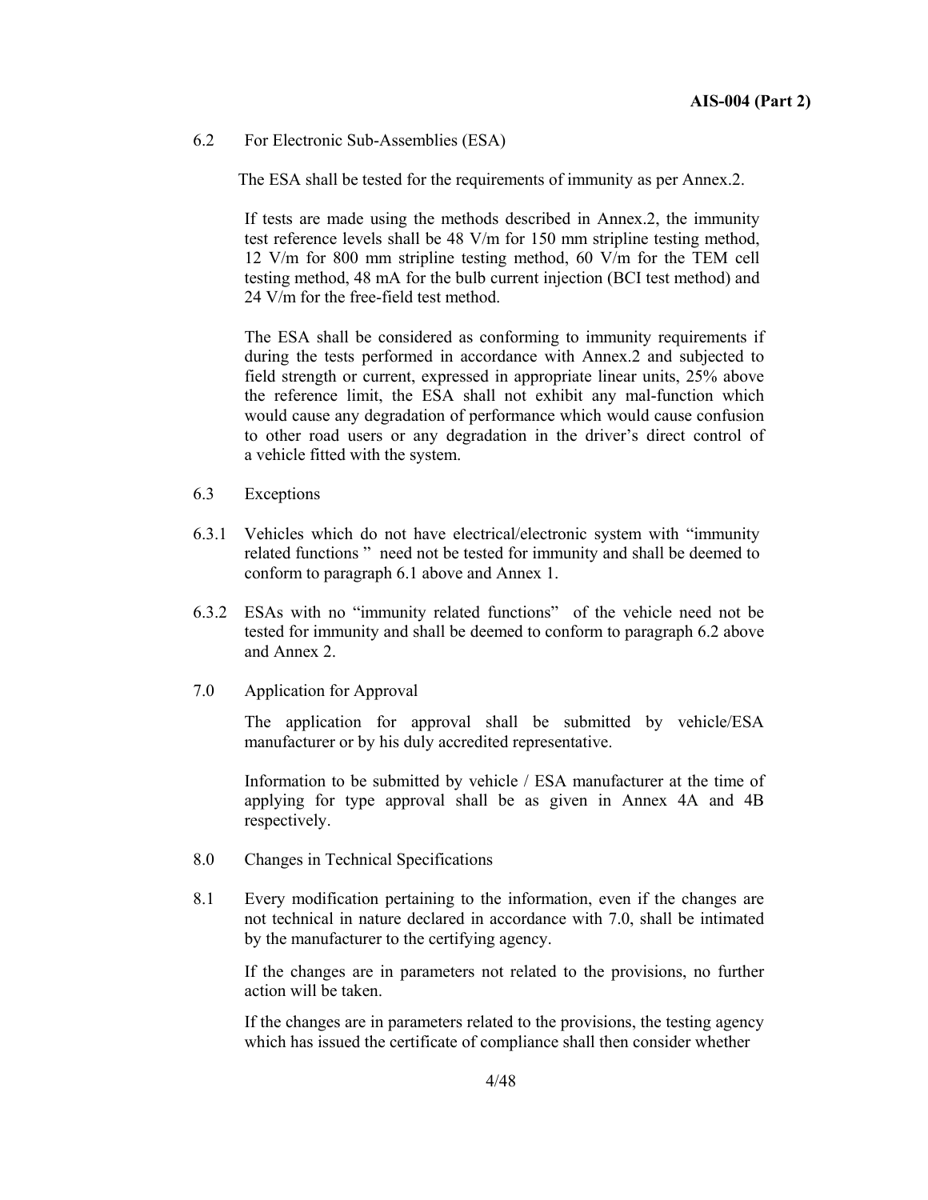6.2 For Electronic Sub-Assemblies (ESA)

The ESA shall be tested for the requirements of immunity as per Annex.2.

If tests are made using the methods described in Annex.2, the immunity test reference levels shall be 48 V/m for 150 mm stripline testing method, 12 V/m for 800 mm stripline testing method, 60 V/m for the TEM cell testing method, 48 mA for the bulb current injection (BCI test method) and 24 V/m for the free-field test method.

The ESA shall be considered as conforming to immunity requirements if during the tests performed in accordance with Annex.2 and subjected to field strength or current, expressed in appropriate linear units, 25% above the reference limit, the ESA shall not exhibit any mal-function which would cause any degradation of performance which would cause confusion to other road users or any degradation in the driver's direct control of a vehicle fitted with the system.

6.3 Exceptions

6.3.1 Vehicles which do not have electrical/electronic system with "immunity related functions " need not be tested for immunity and shall be deemed to conform to paragraph 6.1 above and Annex 1.

6.3.2 ESAs with no "immunity related functions" of the vehicle need not be tested for immunity and shall be deemed to conform to paragraph 6.2 above and Annex 2.

7.0 Application for Approval

The application for approval shall be submitted by vehicle/ESA manufacturer or by his duly accredited representative.

Information to be submitted by vehicle / ESA manufacturer at the time of applying for type approval shall be as given in Annex 4A and 4B respectively.

8.0 Changes in Technical Specifications

8.1 Every modification pertaining to the information, even if the changes are not technical in nature declared in accordance with 7.0, shall be intimated by the manufacturer to the certifying agency.

If the changes are in parameters not related to the provisions, no further action will be taken.

If the changes are in parameters related to the provisions, the testing agency which has issued the certificate of compliance shall then consider whether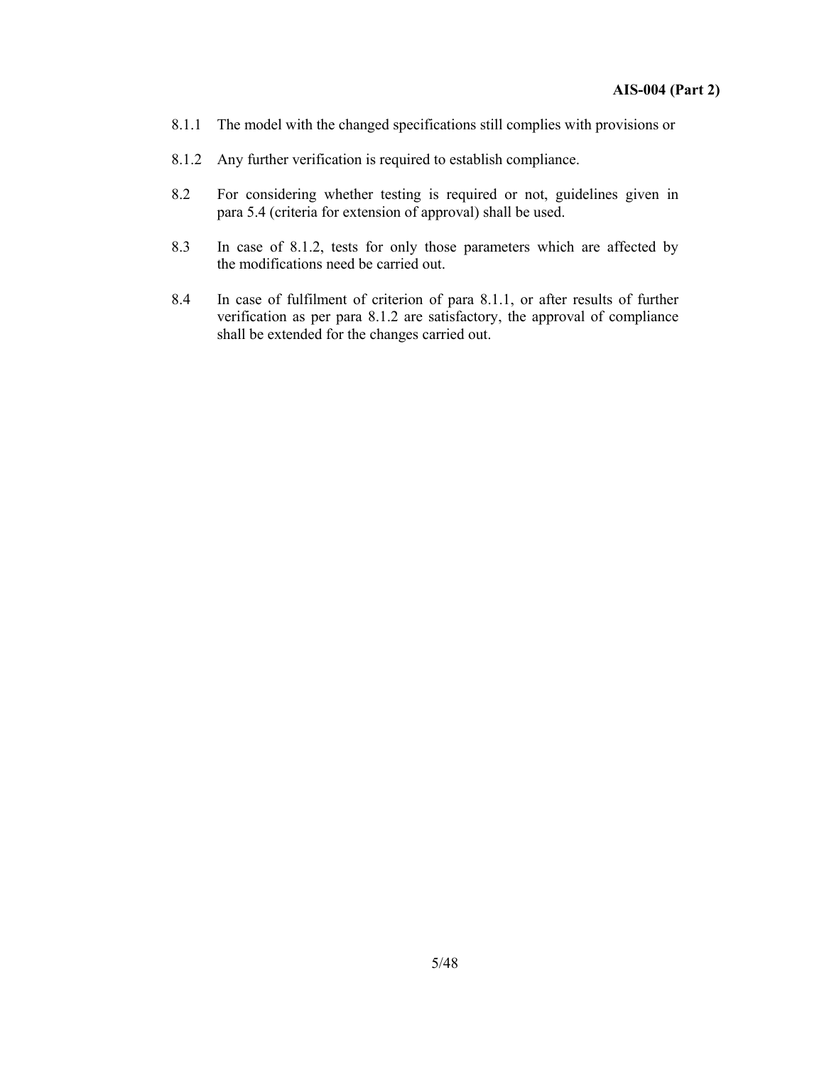8.1.1 The model with the changed specifications still complies with provisions or

8.1.2 Any further verification is required to establish compliance.

8.2 For considering whether testing is required or not, guidelines given in para 5.4 (criteria for extension of approval) shall be used.

8.3 In case of 8.1.2, tests for only those parameters which are affected by the modifications need be carried out.

8.4 In case of fulfilment of criterion of para 8.1.1, or after results of further verification as per para 8.1.2 are satisfactory, the approval of compliance shall be extended for the changes carried out.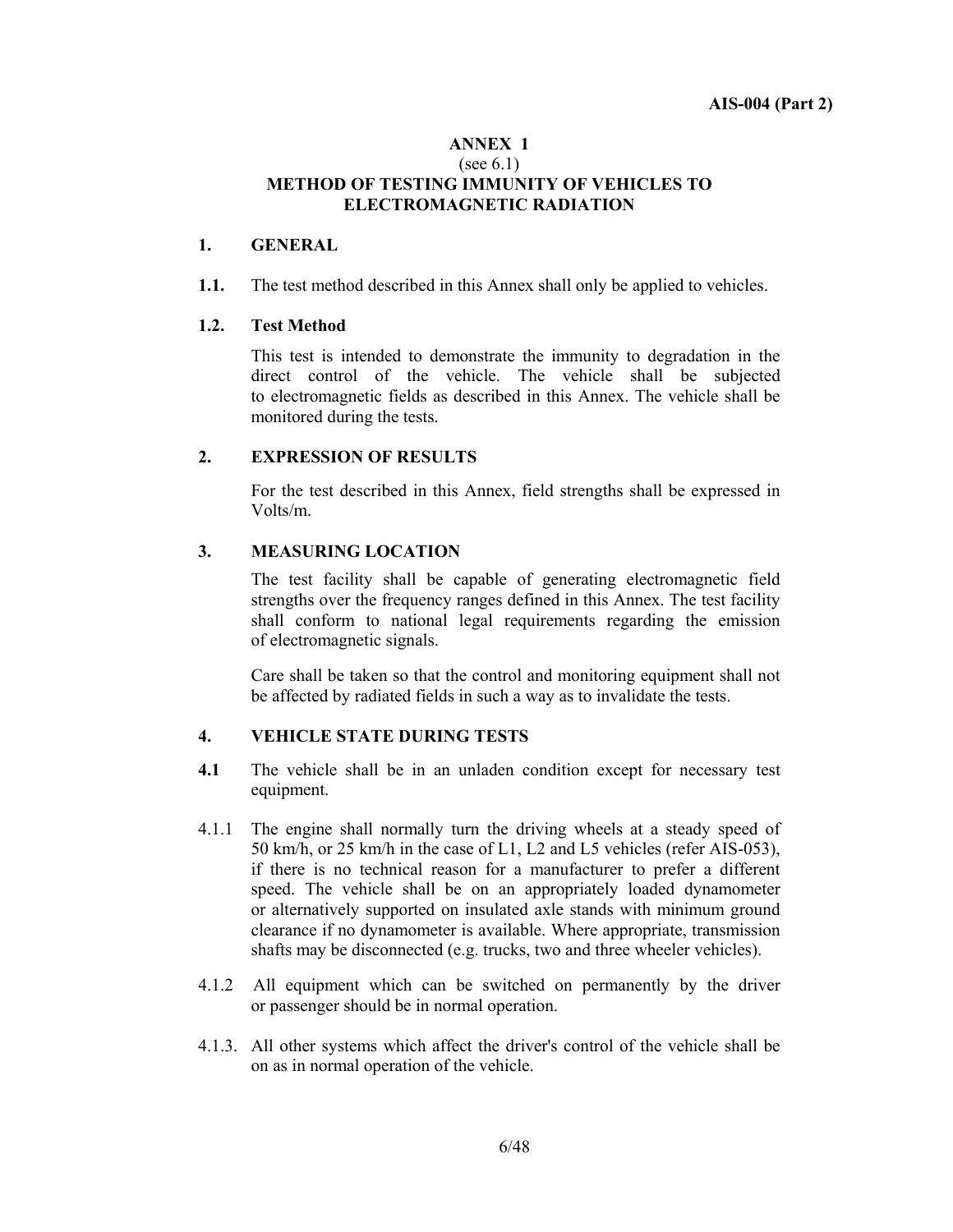## ANNEX 1

(see 6.1)

## METHOD OF TESTING IMMUNITY OF VEHICLES TO ELECTROMAGNETIC RADIATION

### 1. GENERAL

**1.1.** The test method described in this Annex shall only be applied to vehicles.

**1.2. Test Method**

This test is intended to demonstrate the immunity to degradation in the direct control of the vehicle. The vehicle shall be subjected to electromagnetic fields as described in this Annex. The vehicle shall be monitored during the tests.

### 2. EXPRESSION OF RESULTS

For the test described in this Annex, field strengths shall be expressed in Volts/m.

### 3. MEASURING LOCATION

The test facility shall be capable of generating electromagnetic field strengths over the frequency ranges defined in this Annex. The test facility shall conform to national legal requirements regarding the emission of electromagnetic signals.

Care shall be taken so that the control and monitoring equipment shall not be affected by radiated fields in such a way as to invalidate the tests.

### 4. VEHICLE STATE DURING TESTS

**4.1** The vehicle shall be in an unladen condition except for necessary test equipment.

4.1.1 The engine shall normally turn the driving wheels at a steady speed of 50 km/h, or 25 km/h in the case of L1, L2 and L5 vehicles (refer AIS-053), if there is no technical reason for a manufacturer to prefer a different speed. The vehicle shall be on an appropriately loaded dynamometer or alternatively supported on insulated axle stands with minimum ground clearance if no dynamometer is available. Where appropriate, transmission shafts may be disconnected (e.g. trucks, two and three wheeler vehicles).

4.1.2 All equipment which can be switched on permanently by the driver or passenger should be in normal operation.

4.1.3. All other systems which affect the driver's control of the vehicle shall be on as in normal operation of the vehicle.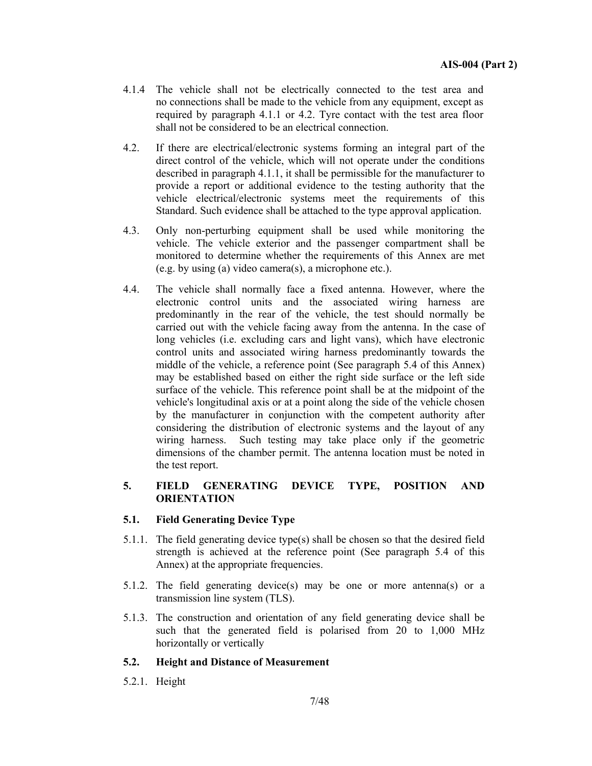4.1.4 The vehicle shall not be electrically connected to the test area and no connections shall be made to the vehicle from any equipment, except as required by paragraph 4.1.1 or 4.2. Tyre contact with the test area floor shall not be considered to be an electrical connection.

4.2. If there are electrical/electronic systems forming an integral part of the direct control of the vehicle, which will not operate under the conditions described in paragraph 4.1.1, it shall be permissible for the manufacturer to provide a report or additional evidence to the testing authority that the vehicle electrical/electronic systems meet the requirements of this Standard. Such evidence shall be attached to the type approval application.

4.3. Only non-perturbing equipment shall be used while monitoring the vehicle. The vehicle exterior and the passenger compartment shall be monitored to determine whether the requirements of this Annex are met (e.g. by using (a) video camera(s), a microphone etc.).

4.4. The vehicle shall normally face a fixed antenna. However, where the electronic control units and the associated wiring harness are predominantly in the rear of the vehicle, the test should normally be carried out with the vehicle facing away from the antenna. In the case of long vehicles (i.e. excluding cars and light vans), which have electronic control units and associated wiring harness predominantly towards the middle of the vehicle, a reference point (See paragraph 5.4 of this Annex) may be established based on either the right side surface or the left side surface of the vehicle. This reference point shall be at the midpoint of the vehicle's longitudinal axis or at a point along the side of the vehicle chosen by the manufacturer in conjunction with the competent authority after considering the distribution of electronic systems and the layout of any wiring harness. Such testing may take place only if the geometric dimensions of the chamber permit. The antenna location must be noted in the test report.

## 5. FIELD GENERATING DEVICE TYPE, POSITION AND ORIENTATION

### 5.1. Field Generating Device Type

5.1.1. The field generating device type(s) shall be chosen so that the desired field strength is achieved at the reference point (See paragraph 5.4 of this Annex) at the appropriate frequencies.

5.1.2. The field generating device(s) may be one or more antenna(s) or a transmission line system (TLS).

5.1.3. The construction and orientation of any field generating device shall be such that the generated field is polarised from 20 to 1,000 MHz horizontally or vertically

### 5.2. Height and Distance of Measurement

5.2.1. Height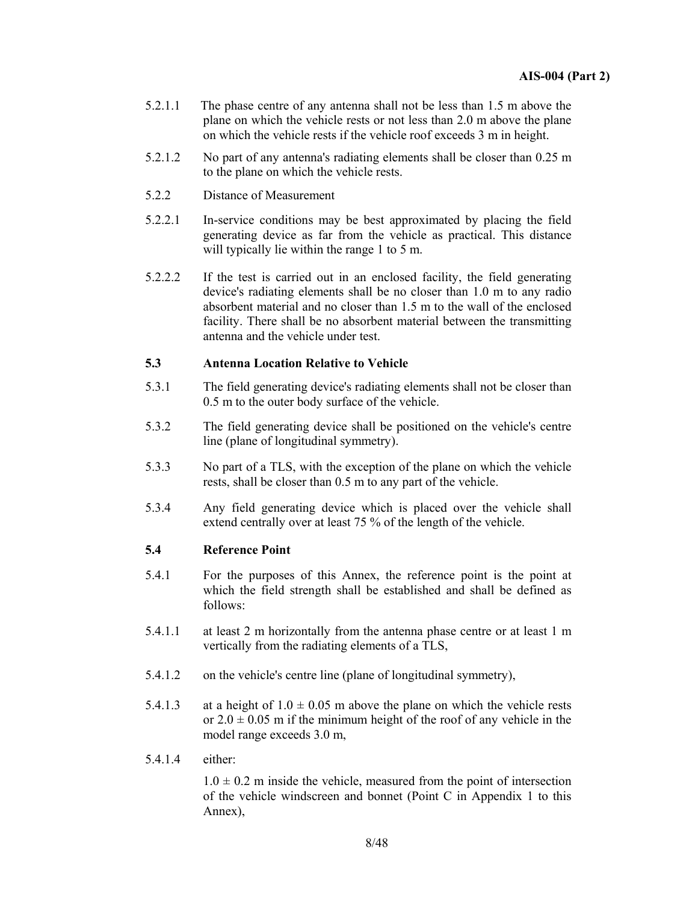5.2.1.1 The phase centre of any antenna shall not be less than 1.5 m above the plane on which the vehicle rests or not less than 2.0 m above the plane on which the vehicle rests if the vehicle roof exceeds 3 m in height.

5.2.1.2 No part of any antenna's radiating elements shall be closer than 0.25 m to the plane on which the vehicle rests.

5.2.2 Distance of Measurement

5.2.2.1 In-service conditions may be best approximated by placing the field generating device as far from the vehicle as practical. This distance will typically lie within the range 1 to 5 m.

5.2.2.2 If the test is carried out in an enclosed facility, the field generating device's radiating elements shall be no closer than 1.0 m to any radio absorbent material and no closer than 1.5 m to the wall of the enclosed facility. There shall be no absorbent material between the transmitting antenna and the vehicle under test.

**5.3 Antenna Location Relative to Vehicle**

5.3.1 The field generating device's radiating elements shall not be closer than 0.5 m to the outer body surface of the vehicle.

5.3.2 The field generating device shall be positioned on the vehicle's centre line (plane of longitudinal symmetry).

5.3.3 No part of a TLS, with the exception of the plane on which the vehicle rests, shall be closer than 0.5 m to any part of the vehicle.

5.3.4 Any field generating device which is placed over the vehicle shall extend centrally over at least 75 % of the length of the vehicle.

**5.4 Reference Point**

5.4.1 For the purposes of this Annex, the reference point is the point at which the field strength shall be established and shall be defined as follows:

5.4.1.1 at least 2 m horizontally from the antenna phase centre or at least 1 m vertically from the radiating elements of a TLS,

5.4.1.2 on the vehicle's centre line (plane of longitudinal symmetry),

5.4.1.3 at a height of $1.0 \pm 0.05$ m above the plane on which the vehicle rests or $2.0 \pm 0.05$ m if the minimum height of the roof of any vehicle in the model range exceeds 3.0 m,

5.4.1.4 either:

$1.0 \pm 0.2$ m inside the vehicle, measured from the point of intersection of the vehicle windscreen and bonnet (Point C in Appendix 1 to this Annex),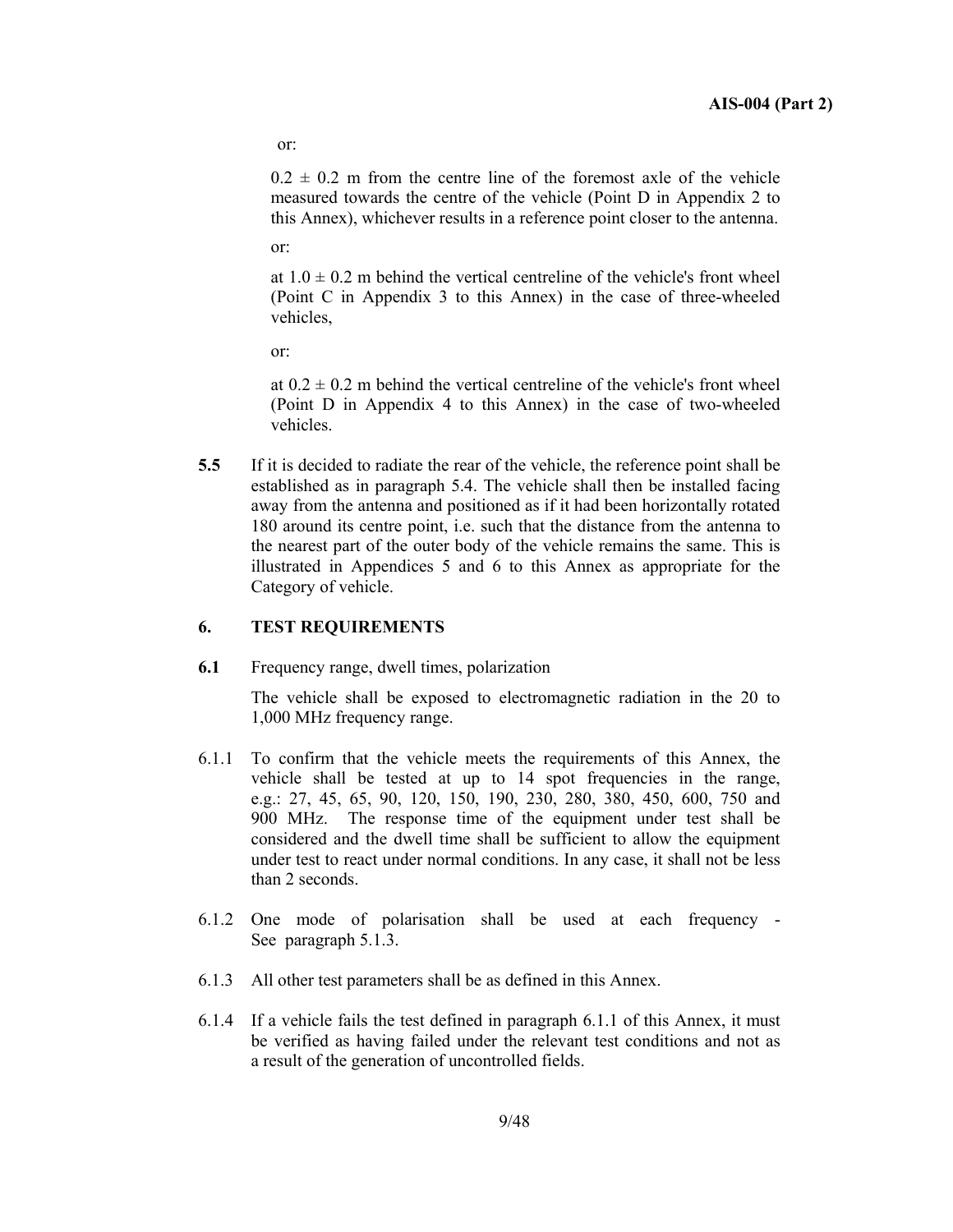or:

$0.2 \pm 0.2$ m from the centre line of the foremost axle of the vehicle measured towards the centre of the vehicle (Point D in Appendix 2 to this Annex), whichever results in a reference point closer to the antenna.

or:

at $1.0 \pm 0.2$ m behind the vertical centreline of the vehicle's front wheel (Point C in Appendix 3 to this Annex) in the case of three-wheeled vehicles,

or:

at $0.2 \pm 0.2$ m behind the vertical centreline of the vehicle's front wheel (Point D in Appendix 4 to this Annex) in the case of two-wheeled vehicles.

**5.5** If it is decided to radiate the rear of the vehicle, the reference point shall be established as in paragraph 5.4. The vehicle shall then be installed facing away from the antenna and positioned as if it had been horizontally rotated 180 around its centre point, i.e. such that the distance from the antenna to the nearest part of the outer body of the vehicle remains the same. This is illustrated in Appendices 5 and 6 to this Annex as appropriate for the Category of vehicle.

## 6. TEST REQUIREMENTS

**6.1** Frequency range, dwell times, polarization

The vehicle shall be exposed to electromagnetic radiation in the 20 to 1,000 MHz frequency range.

6.1.1 To confirm that the vehicle meets the requirements of this Annex, the vehicle shall be tested at up to 14 spot frequencies in the range, e.g.: 27, 45, 65, 90, 120, 150, 190, 230, 280, 380, 450, 600, 750 and 900 MHz. The response time of the equipment under test shall be considered and the dwell time shall be sufficient to allow the equipment under test to react under normal conditions. In any case, it shall not be less than 2 seconds.

6.1.2 One mode of polarisation shall be used at each frequency - See paragraph 5.1.3.

6.1.3 All other test parameters shall be as defined in this Annex.

6.1.4 If a vehicle fails the test defined in paragraph 6.1.1 of this Annex, it must be verified as having failed under the relevant test conditions and not as a result of the generation of uncontrolled fields.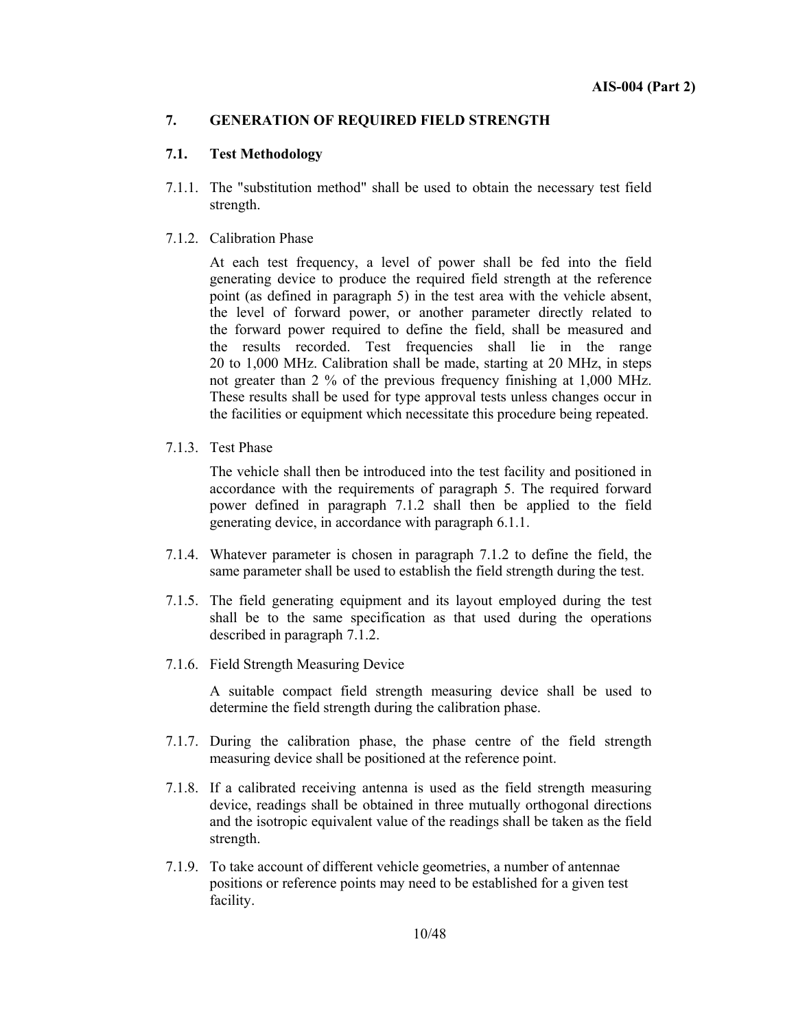## 7. GENERATION OF REQUIRED FIELD STRENGTH

### 7.1. Test Methodology

7.1.1. The "substitution method" shall be used to obtain the necessary test field strength.

7.1.2. Calibration Phase

At each test frequency, a level of power shall be fed into the field generating device to produce the required field strength at the reference point (as defined in paragraph 5) in the test area with the vehicle absent, the level of forward power, or another parameter directly related to the forward power required to define the field, shall be measured and the results recorded. Test frequencies shall lie in the range 20 to 1,000 MHz. Calibration shall be made, starting at 20 MHz, in steps not greater than 2 % of the previous frequency finishing at 1,000 MHz. These results shall be used for type approval tests unless changes occur in the facilities or equipment which necessitate this procedure being repeated.

7.1.3. Test Phase

The vehicle shall then be introduced into the test facility and positioned in accordance with the requirements of paragraph 5. The required forward power defined in paragraph 7.1.2 shall then be applied to the field generating device, in accordance with paragraph 6.1.1.

7.1.4. Whatever parameter is chosen in paragraph 7.1.2 to define the field, the same parameter shall be used to establish the field strength during the test.

7.1.5. The field generating equipment and its layout employed during the test shall be to the same specification as that used during the operations described in paragraph 7.1.2.

7.1.6. Field Strength Measuring Device

A suitable compact field strength measuring device shall be used to determine the field strength during the calibration phase.

7.1.7. During the calibration phase, the phase centre of the field strength measuring device shall be positioned at the reference point.

7.1.8. If a calibrated receiving antenna is used as the field strength measuring device, readings shall be obtained in three mutually orthogonal directions and the isotropic equivalent value of the readings shall be taken as the field strength.

7.1.9. To take account of different vehicle geometries, a number of antennae positions or reference points may need to be established for a given test facility.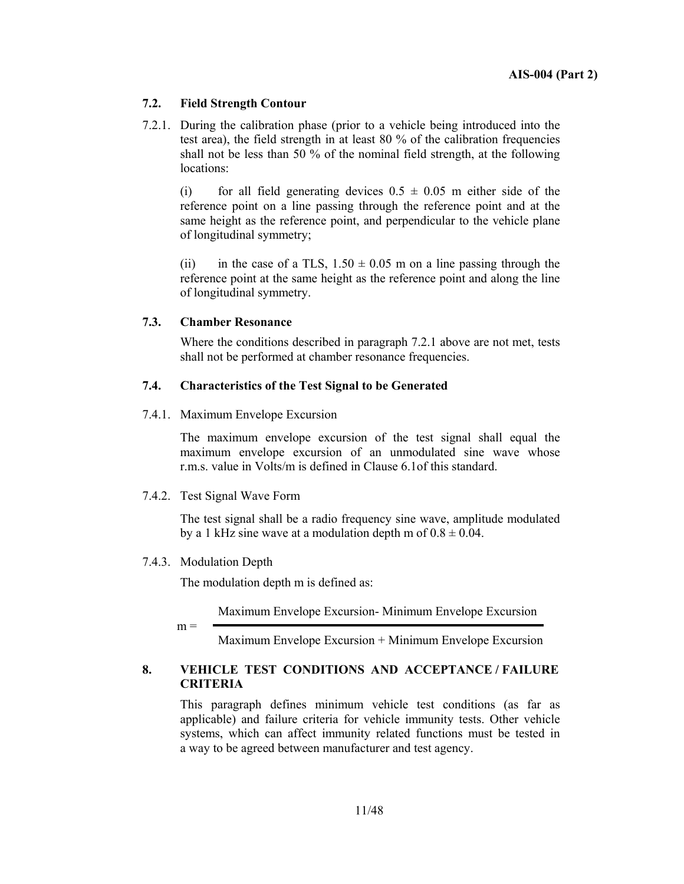### 7.2. Field Strength Contour

7.2.1. During the calibration phase (prior to a vehicle being introduced into the test area), the field strength in at least 80 % of the calibration frequencies shall not be less than 50 % of the nominal field strength, at the following locations:

(i) for all field generating devices $0.5 \pm 0.05$ m either side of the reference point on a line passing through the reference point and at the same height as the reference point, and perpendicular to the vehicle plane of longitudinal symmetry;

(ii) in the case of a TLS, $1.50 \pm 0.05$ m on a line passing through the reference point at the same height as the reference point and along the line of longitudinal symmetry.

### 7.3. Chamber Resonance

Where the conditions described in paragraph 7.2.1 above are not met, tests shall not be performed at chamber resonance frequencies.

### 7.4. Characteristics of the Test Signal to be Generated

7.4.1. Maximum Envelope Excursion

The maximum envelope excursion of the test signal shall equal the maximum envelope excursion of an unmodulated sine wave whose r.m.s. value in Volts/m is defined in Clause 6.1of this standard.

7.4.2. Test Signal Wave Form

The test signal shall be a radio frequency sine wave, amplitude modulated by a 1 kHz sine wave at a modulation depth m of $0.8 \pm 0.04$.

7.4.3. Modulation Depth

The modulation depth m is defined as:

$$m = \frac{\text{Maximum Envelope Excursion} - \text{Minimum Envelope Excursion}}{\text{Maximum Envelope Excursion} + \text{Minimum Envelope Excursion}}$$

## 8. VEHICLE TEST CONDITIONS AND ACCEPTANCE / FAILURE CRITERIA

This paragraph defines minimum vehicle test conditions (as far as applicable) and failure criteria for vehicle immunity tests. Other vehicle systems, which can affect immunity related functions must be tested in a way to be agreed between manufacturer and test agency.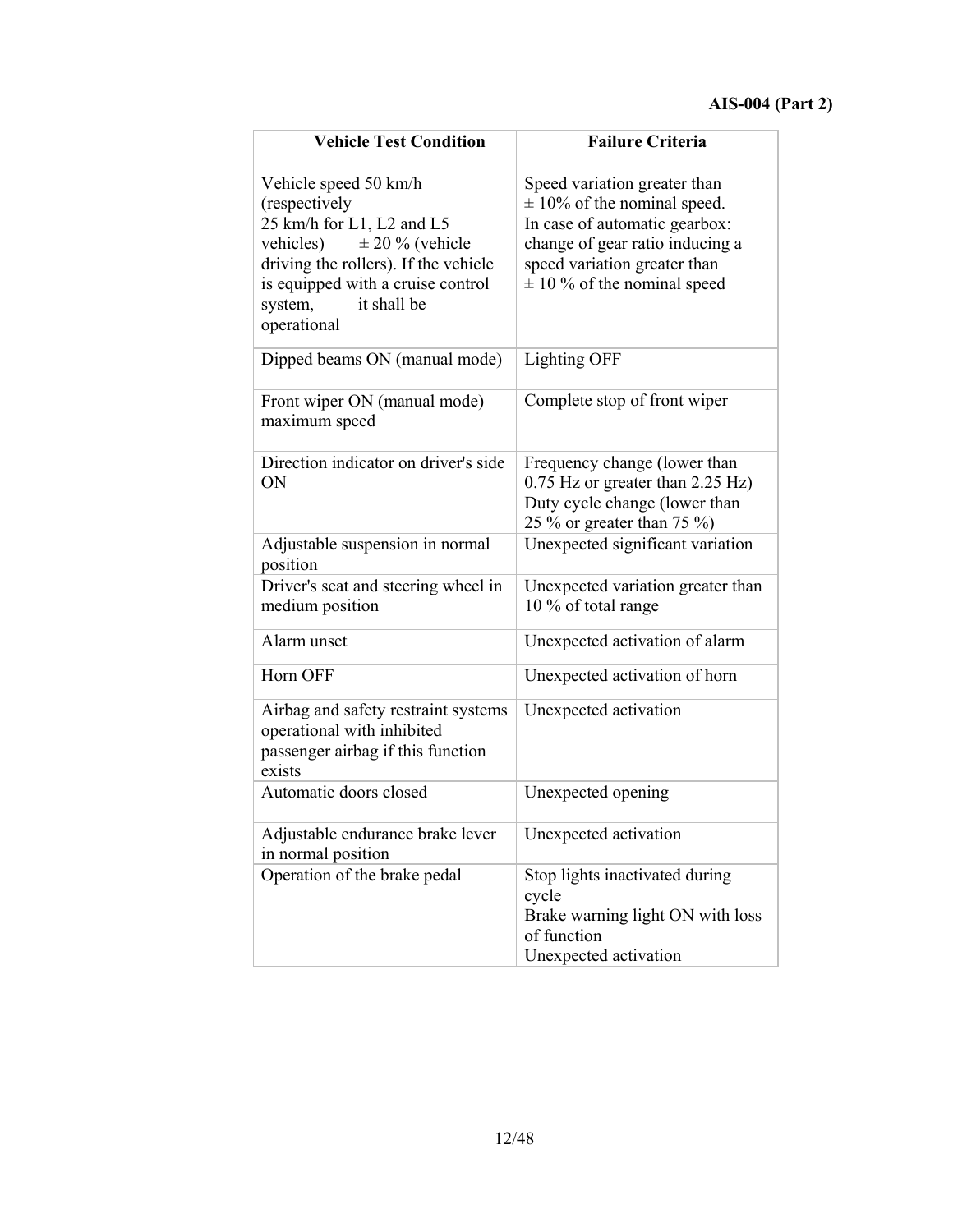| Vehicle Test Condition | Failure Criteria |
|---|---|
| Vehicle speed 50 km/h (respectively 25 km/h for L1, L2 and L5 vehicles) ± 20 % (vehicle driving the rollers). If the vehicle is equipped with a cruise control system, it shall be operational | Speed variation greater than ± 10% of the nominal speed. In case of automatic gearbox: change of gear ratio inducing a speed variation greater than ± 10 % of the nominal speed |
| Dipped beams ON (manual mode) | Lighting OFF |
| Front wiper ON (manual mode) maximum speed | Complete stop of front wiper |
| Direction indicator on driver's side ON | Frequency change (lower than 0.75 Hz or greater than 2.25 Hz) Duty cycle change (lower than 25 % or greater than 75 %) |
| Adjustable suspension in normal position | Unexpected significant variation |
| Driver's seat and steering wheel in medium position | Unexpected variation greater than 10 % of total range |
| Alarm unset | Unexpected activation of alarm |
| Horn OFF | Unexpected activation of horn |
| Airbag and safety restraint systems operational with inhibited passenger airbag if this function exists | Unexpected activation |
| Automatic doors closed | Unexpected opening |
| Adjustable endurance brake lever in normal position | Unexpected activation |
| Operation of the brake pedal | Stop lights inactivated during cycle<br>Brake warning light ON with loss of function<br>Unexpected activation |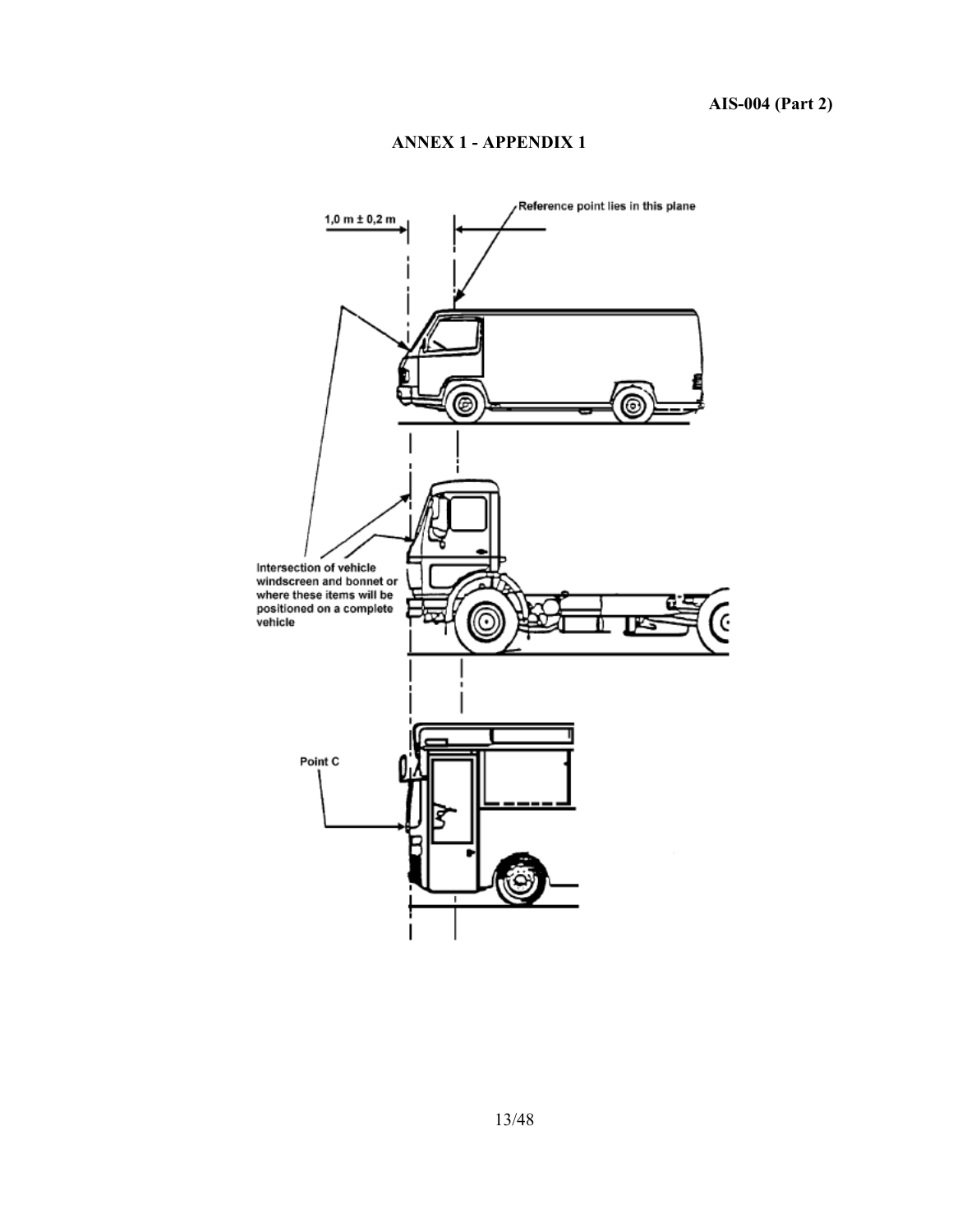## ANNEX 1 - APPENDIX 1

1,0 m ± 0,2 m

Reference point lies in this plane

Intersection of vehicle windscreen and bonnet or where these items will be positioned on a complete vehicle

Point C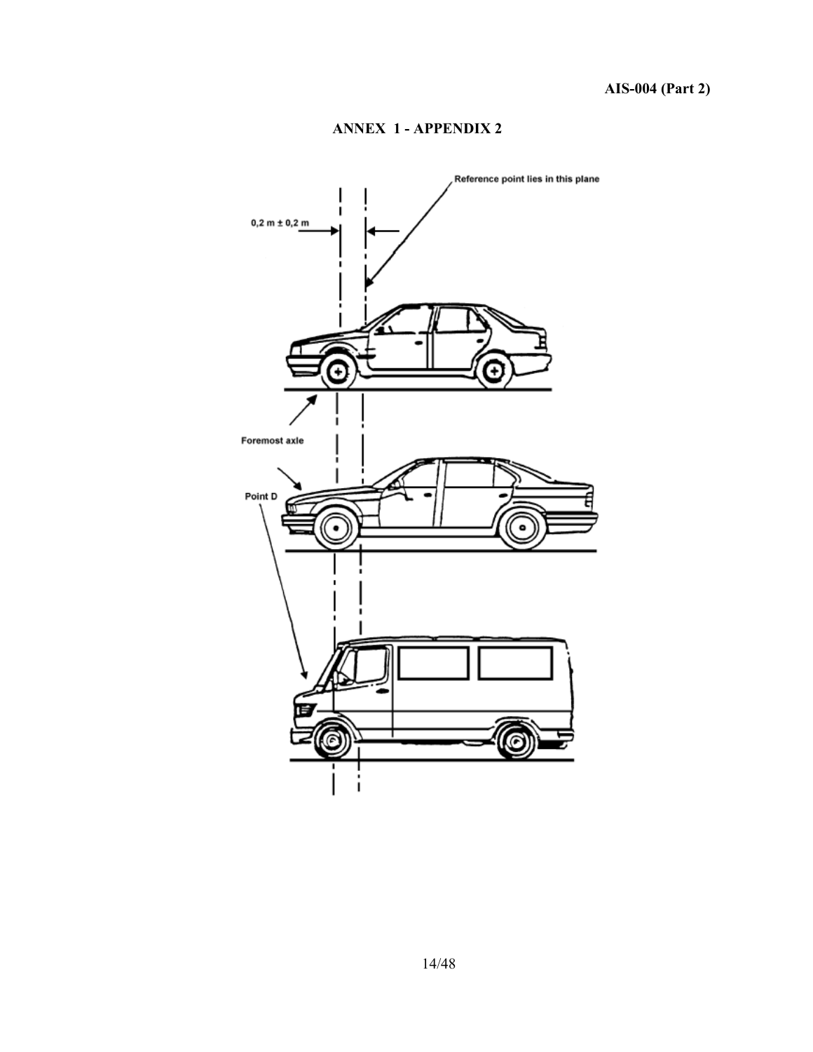## ANNEX 1 - APPENDIX 2

Reference point lies in this plane

0,2 m ± 0,2 m

Foremost axle

Point D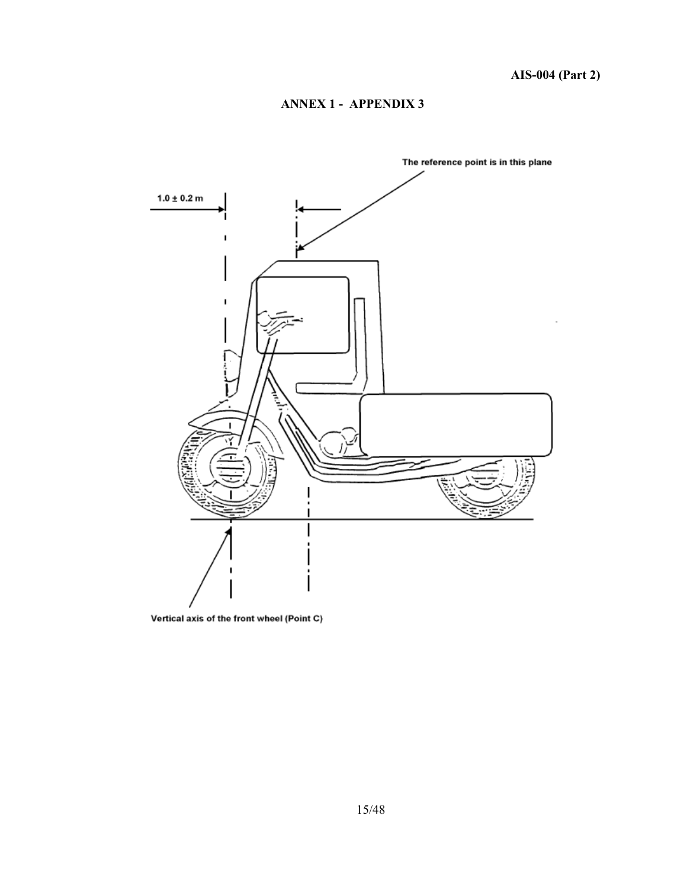## ANNEX 1 - APPENDIX 3

The reference point is in this plane

1.0 ± 0.2 m

Vertical axis of the front wheel (Point C)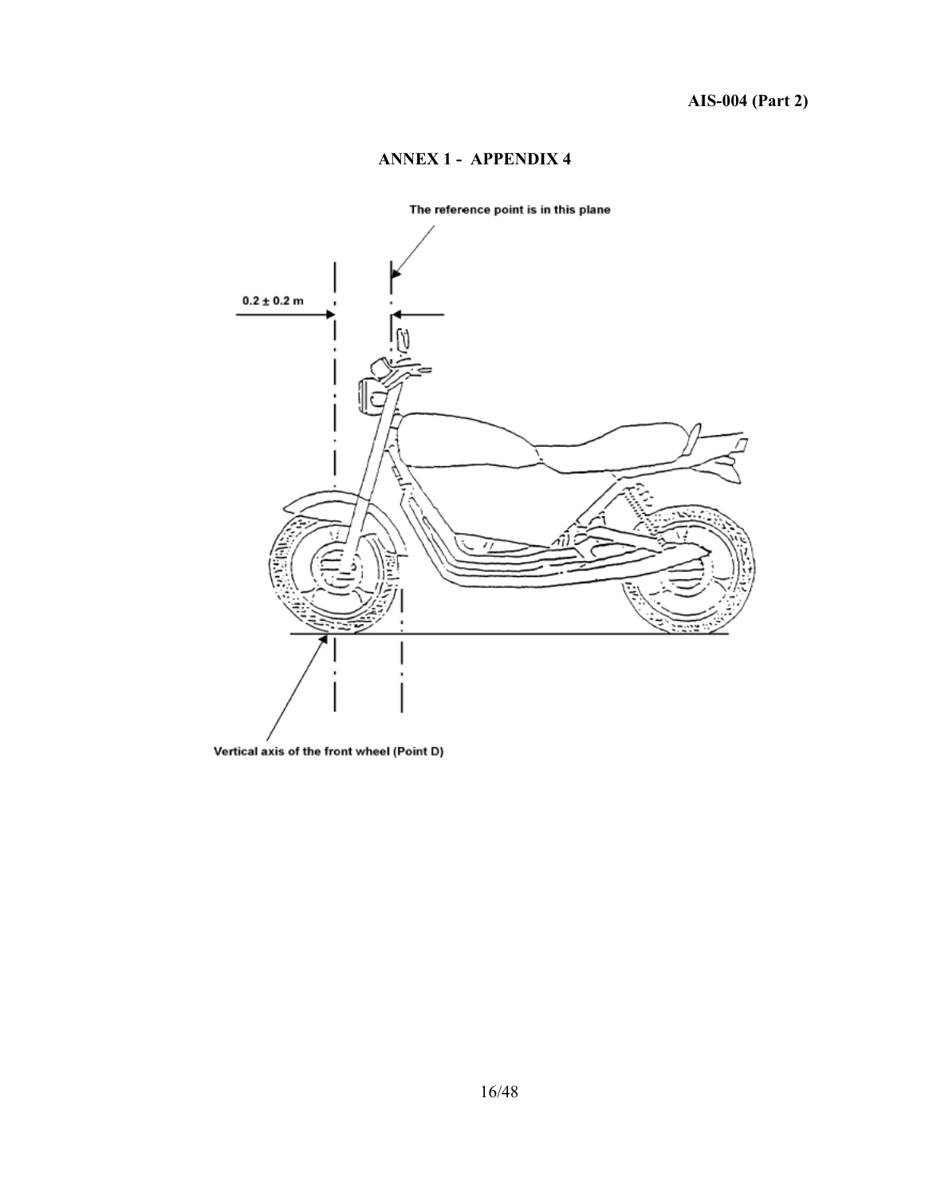## ANNEX 1 - APPENDIX 4

The reference point is in this plane

$0.2 \pm 0.2$ m

Vertical axis of the front wheel (Point D)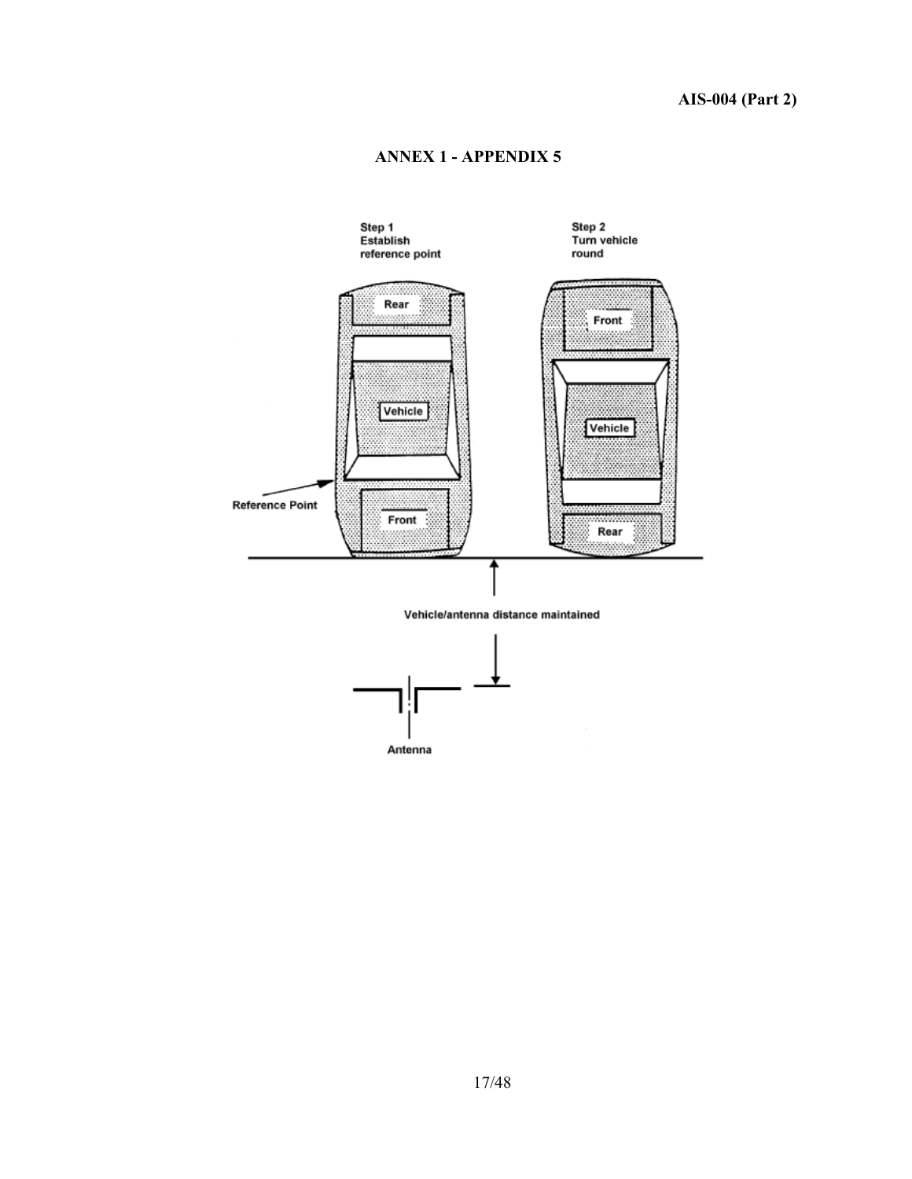## ANNEX 1 - APPENDIX 5

Step 1
Establish
reference point

Step 2
Turn vehicle
round

Rear

Vehicle

Reference Point

Front

Front

Vehicle

Rear

Vehicle/antenna distance maintained

Antenna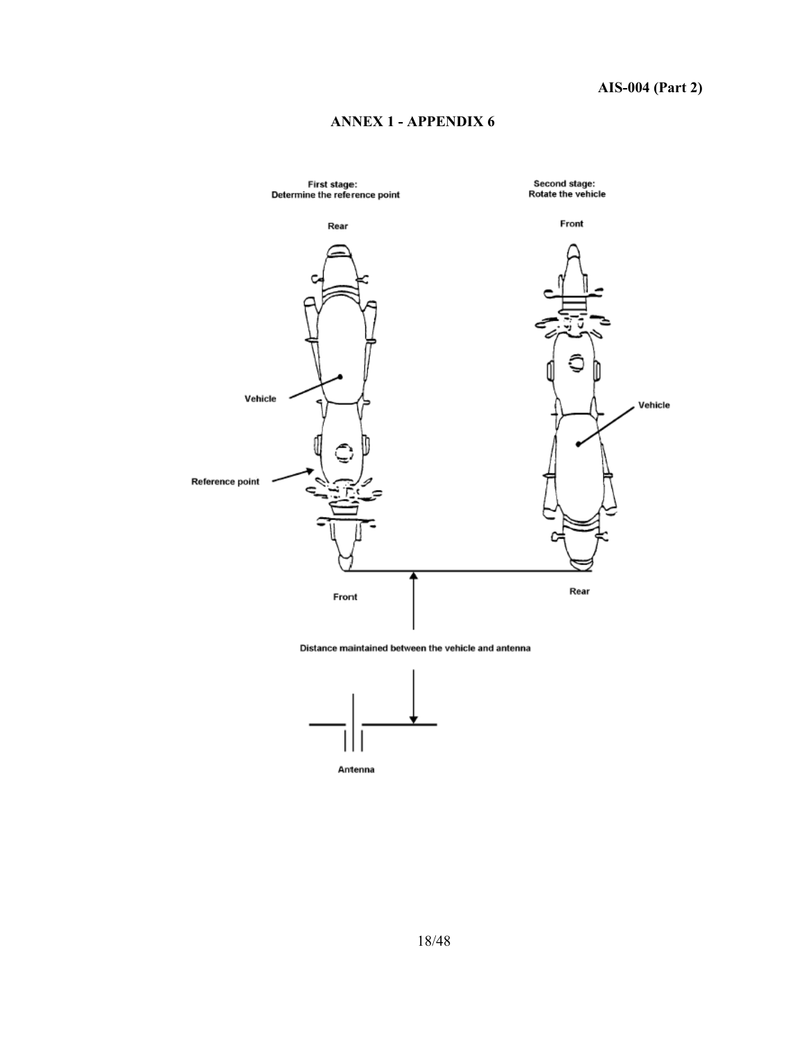## ANNEX 1 - APPENDIX 6

First stage:
Determine the reference point

Second stage:
Rotate the vehicle

Rear

Front

Vehicle

Vehicle

Reference point

Front

Rear

Distance maintained between the vehicle and antenna

Antenna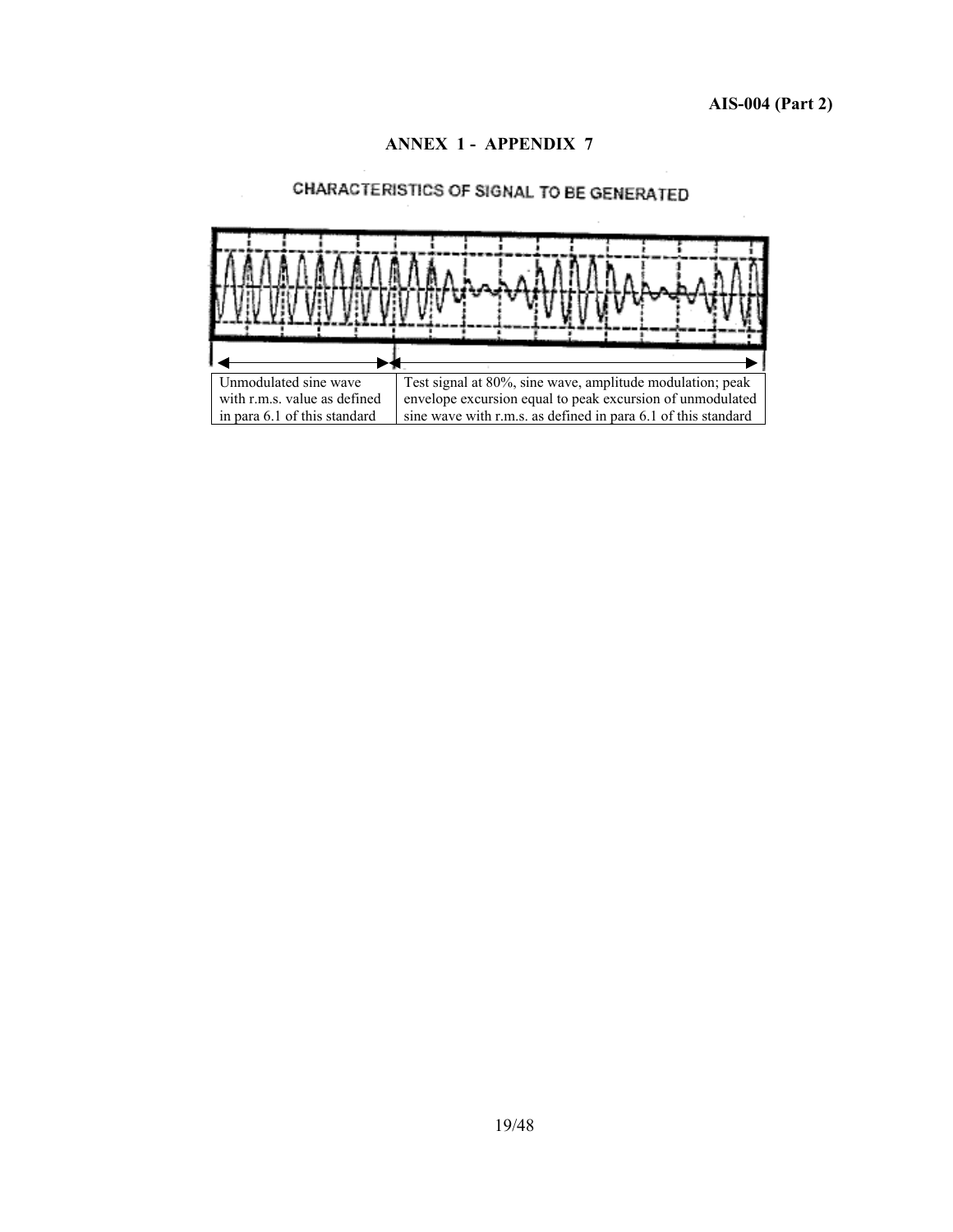# ANNEX 1 - APPENDIX 7

## CHARACTERISTICS OF SIGNAL TO BE GENERATED

| Unmodulated sine wave with r.m.s. value as defined in para 6.1 of this standard | Test signal at 80%, sine wave, amplitude modulation; peak envelope excursion equal to peak excursion of unmodulated sine wave with r.m.s. as defined in para 6.1 of this standard |
|---|---|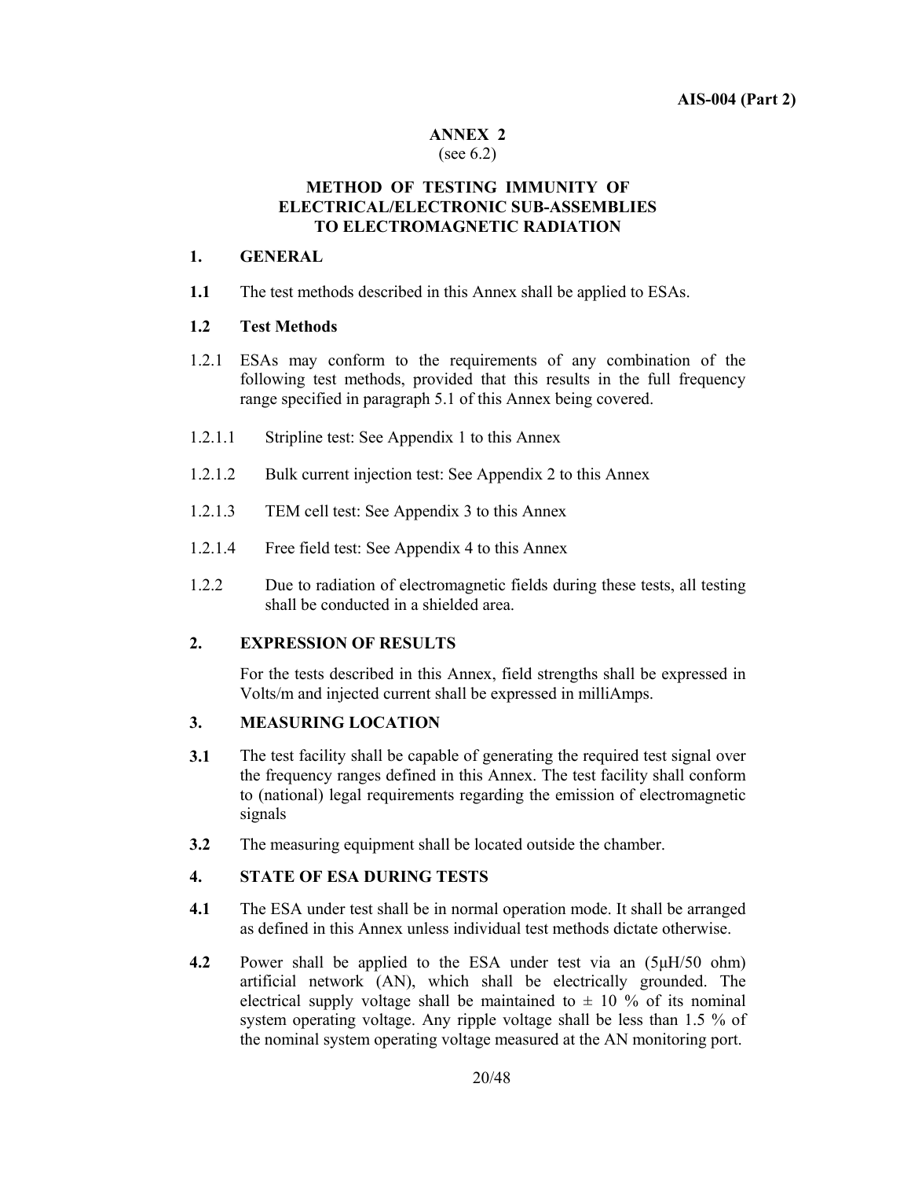## ANNEX 2
(see 6.2)

## METHOD OF TESTING IMMUNITY OF ELECTRICAL/ELECTRONIC SUB-ASSEMBLIES TO ELECTROMAGNETIC RADIATION

### 1. GENERAL

**1.1** The test methods described in this Annex shall be applied to ESAs.

### 1.2 Test Methods

1.2.1 ESAs may conform to the requirements of any combination of the following test methods, provided that this results in the full frequency range specified in paragraph 5.1 of this Annex being covered.

1.2.1.1 Stripline test: See Appendix 1 to this Annex

1.2.1.2 Bulk current injection test: See Appendix 2 to this Annex

1.2.1.3 TEM cell test: See Appendix 3 to this Annex

1.2.1.4 Free field test: See Appendix 4 to this Annex

1.2.2 Due to radiation of electromagnetic fields during these tests, all testing shall be conducted in a shielded area.

### 2. EXPRESSION OF RESULTS

For the tests described in this Annex, field strengths shall be expressed in Volts/m and injected current shall be expressed in milliAmps.

### 3. MEASURING LOCATION

**3.1** The test facility shall be capable of generating the required test signal over the frequency ranges defined in this Annex. The test facility shall conform to (national) legal requirements regarding the emission of electromagnetic signals

**3.2** The measuring equipment shall be located outside the chamber.

### 4. STATE OF ESA DURING TESTS

**4.1** The ESA under test shall be in normal operation mode. It shall be arranged as defined in this Annex unless individual test methods dictate otherwise.

**4.2** Power shall be applied to the ESA under test via an (5μH/50 ohm) artificial network (AN), which shall be electrically grounded. The electrical supply voltage shall be maintained to ± 10 % of its nominal system operating voltage. Any ripple voltage shall be less than 1.5 % of the nominal system operating voltage measured at the AN monitoring port.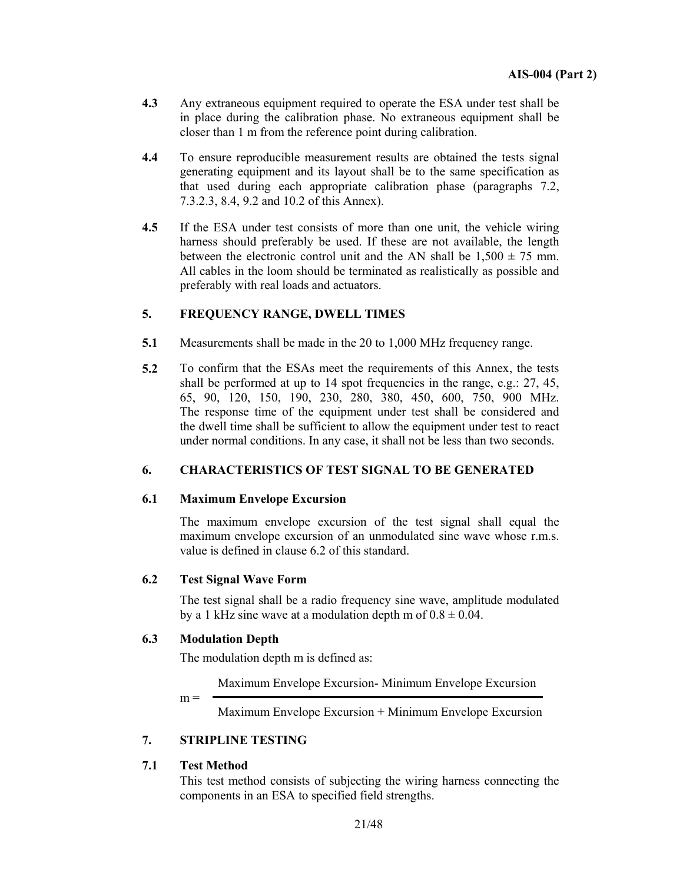**4.3** Any extraneous equipment required to operate the ESA under test shall be in place during the calibration phase. No extraneous equipment shall be closer than 1 m from the reference point during calibration.

**4.4** To ensure reproducible measurement results are obtained the tests signal generating equipment and its layout shall be to the same specification as that used during each appropriate calibration phase (paragraphs 7.2, 7.3.2.3, 8.4, 9.2 and 10.2 of this Annex).

**4.5** If the ESA under test consists of more than one unit, the vehicle wiring harness should preferably be used. If these are not available, the length between the electronic control unit and the AN shall be 1,500 ± 75 mm. All cables in the loom should be terminated as realistically as possible and preferably with real loads and actuators.

## 5. FREQUENCY RANGE, DWELL TIMES

**5.1** Measurements shall be made in the 20 to 1,000 MHz frequency range.

**5.2** To confirm that the ESAs meet the requirements of this Annex, the tests shall be performed at up to 14 spot frequencies in the range, e.g.: 27, 45, 65, 90, 120, 150, 190, 230, 280, 380, 450, 600, 750, 900 MHz. The response time of the equipment under test shall be considered and the dwell time shall be sufficient to allow the equipment under test to react under normal conditions. In any case, it shall not be less than two seconds.

## 6. CHARACTERISTICS OF TEST SIGNAL TO BE GENERATED

### 6.1 Maximum Envelope Excursion

The maximum envelope excursion of the test signal shall equal the maximum envelope excursion of an unmodulated sine wave whose r.m.s. value is defined in clause 6.2 of this standard.

### 6.2 Test Signal Wave Form

The test signal shall be a radio frequency sine wave, amplitude modulated by a 1 kHz sine wave at a modulation depth m of 0.8 ± 0.04.

### 6.3 Modulation Depth

The modulation depth m is defined as:

$$m = \frac{\text{Maximum Envelope Excursion} - \text{Minimum Envelope Excursion}}{\text{Maximum Envelope Excursion} + \text{Minimum Envelope Excursion}}$$

## 7. STRIPLINE TESTING

### 7.1 Test Method

This test method consists of subjecting the wiring harness connecting the components in an ESA to specified field strengths.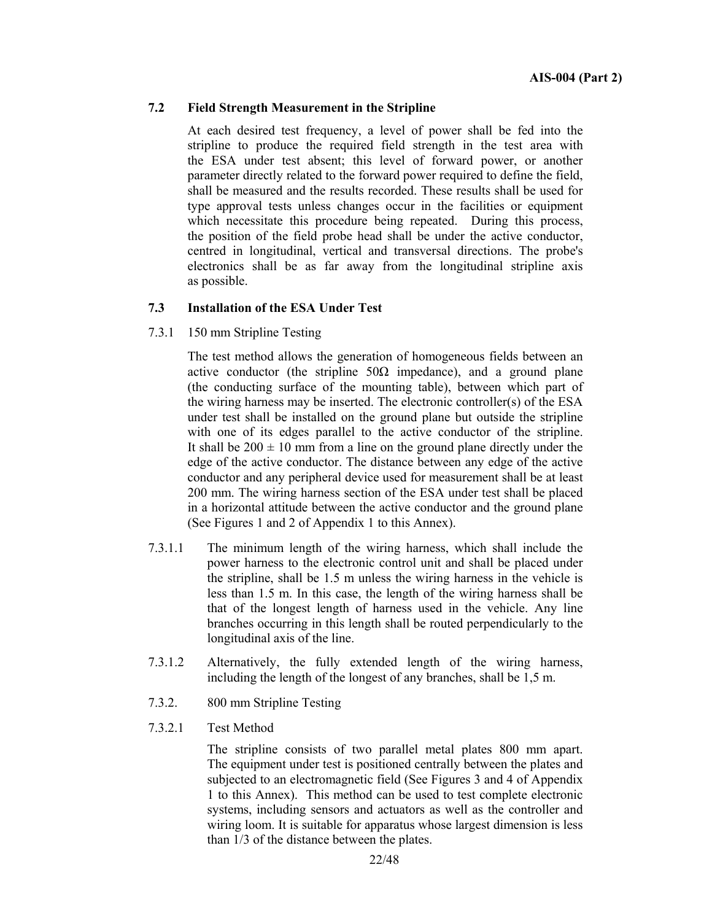### 7.2 Field Strength Measurement in the Stripline

At each desired test frequency, a level of power shall be fed into the stripline to produce the required field strength in the test area with the ESA under test absent; this level of forward power, or another parameter directly related to the forward power required to define the field, shall be measured and the results recorded. These results shall be used for type approval tests unless changes occur in the facilities or equipment which necessitate this procedure being repeated. During this process, the position of the field probe head shall be under the active conductor, centred in longitudinal, vertical and transversal directions. The probe's electronics shall be as far away from the longitudinal stripline axis as possible.

### 7.3 Installation of the ESA Under Test

7.3.1 150 mm Stripline Testing

The test method allows the generation of homogeneous fields between an active conductor (the stripline 50Ω impedance), and a ground plane (the conducting surface of the mounting table), between which part of the wiring harness may be inserted. The electronic controller(s) of the ESA under test shall be installed on the ground plane but outside the stripline with one of its edges parallel to the active conductor of the stripline. It shall be 200 ± 10 mm from a line on the ground plane directly under the edge of the active conductor. The distance between any edge of the active conductor and any peripheral device used for measurement shall be at least 200 mm. The wiring harness section of the ESA under test shall be placed in a horizontal attitude between the active conductor and the ground plane (See Figures 1 and 2 of Appendix 1 to this Annex).

7.3.1.1 The minimum length of the wiring harness, which shall include the power harness to the electronic control unit and shall be placed under the stripline, shall be 1.5 m unless the wiring harness in the vehicle is less than 1.5 m. In this case, the length of the wiring harness shall be that of the longest length of harness used in the vehicle. Any line branches occurring in this length shall be routed perpendicularly to the longitudinal axis of the line.

7.3.1.2 Alternatively, the fully extended length of the wiring harness, including the length of the longest of any branches, shall be 1,5 m.

7.3.2. 800 mm Stripline Testing

7.3.2.1 Test Method

The stripline consists of two parallel metal plates 800 mm apart. The equipment under test is positioned centrally between the plates and subjected to an electromagnetic field (See Figures 3 and 4 of Appendix 1 to this Annex). This method can be used to test complete electronic systems, including sensors and actuators as well as the controller and wiring loom. It is suitable for apparatus whose largest dimension is less than 1/3 of the distance between the plates.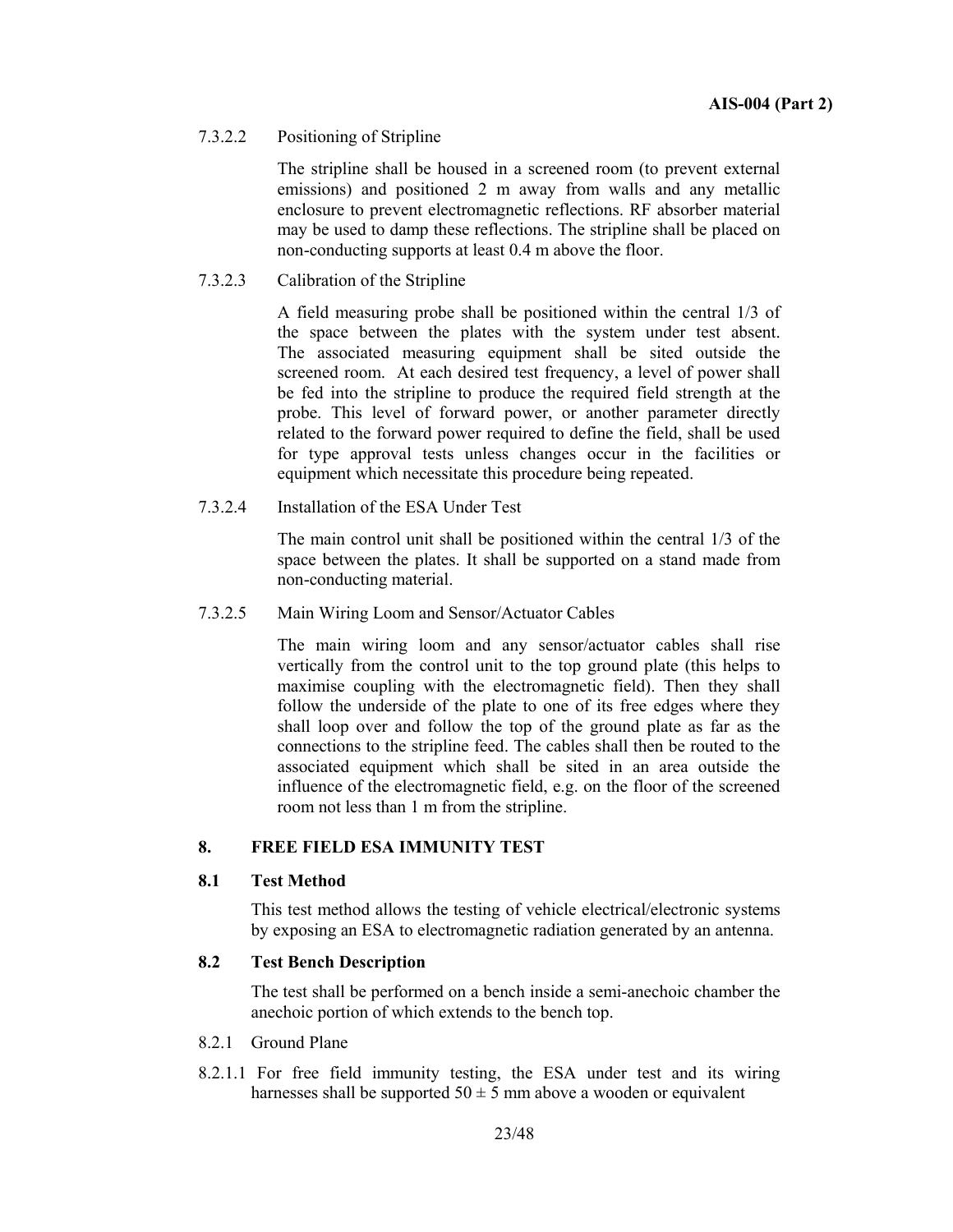7.3.2.2 Positioning of Stripline

The stripline shall be housed in a screened room (to prevent external emissions) and positioned 2 m away from walls and any metallic enclosure to prevent electromagnetic reflections. RF absorber material may be used to damp these reflections. The stripline shall be placed on non-conducting supports at least 0.4 m above the floor.

7.3.2.3 Calibration of the Stripline

A field measuring probe shall be positioned within the central 1/3 of the space between the plates with the system under test absent. The associated measuring equipment shall be sited outside the screened room. At each desired test frequency, a level of power shall be fed into the stripline to produce the required field strength at the probe. This level of forward power, or another parameter directly related to the forward power required to define the field, shall be used for type approval tests unless changes occur in the facilities or equipment which necessitate this procedure being repeated.

7.3.2.4 Installation of the ESA Under Test

The main control unit shall be positioned within the central 1/3 of the space between the plates. It shall be supported on a stand made from non-conducting material.

7.3.2.5 Main Wiring Loom and Sensor/Actuator Cables

The main wiring loom and any sensor/actuator cables shall rise vertically from the control unit to the top ground plate (this helps to maximise coupling with the electromagnetic field). Then they shall follow the underside of the plate to one of its free edges where they shall loop over and follow the top of the ground plate as far as the connections to the stripline feed. The cables shall then be routed to the associated equipment which shall be sited in an area outside the influence of the electromagnetic field, e.g. on the floor of the screened room not less than 1 m from the stripline.

## 8. FREE FIELD ESA IMMUNITY TEST

### 8.1 Test Method

This test method allows the testing of vehicle electrical/electronic systems by exposing an ESA to electromagnetic radiation generated by an antenna.

### 8.2 Test Bench Description

The test shall be performed on a bench inside a semi-anechoic chamber the anechoic portion of which extends to the bench top.

8.2.1 Ground Plane

8.2.1.1 For free field immunity testing, the ESA under test and its wiring harnesses shall be supported 50 ± 5 mm above a wooden or equivalent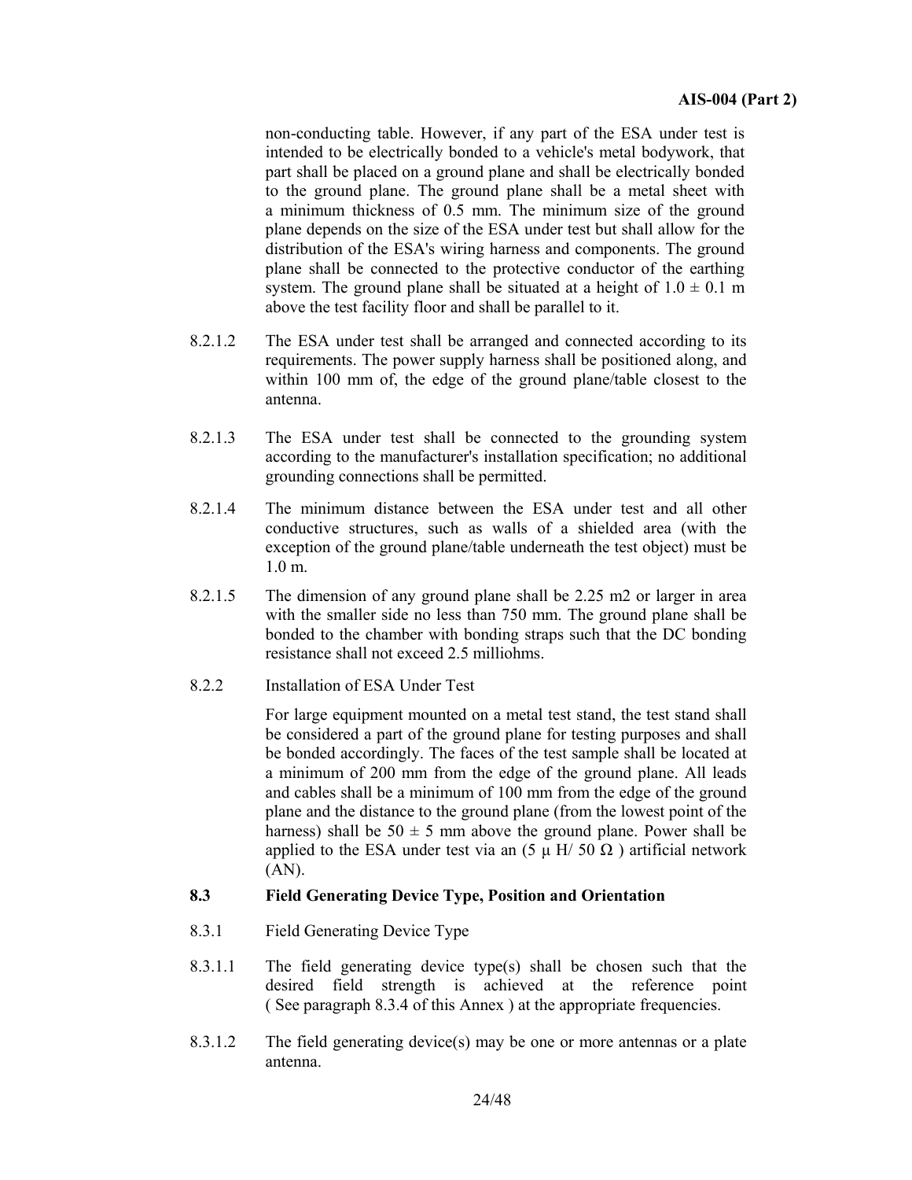non-conducting table. However, if any part of the ESA under test is intended to be electrically bonded to a vehicle's metal bodywork, that part shall be placed on a ground plane and shall be electrically bonded to the ground plane. The ground plane shall be a metal sheet with a minimum thickness of 0.5 mm. The minimum size of the ground plane depends on the size of the ESA under test but shall allow for the distribution of the ESA's wiring harness and components. The ground plane shall be connected to the protective conductor of the earthing system. The ground plane shall be situated at a height of $1.0 \pm 0.1$ m above the test facility floor and shall be parallel to it.

8.2.1.2 The ESA under test shall be arranged and connected according to its requirements. The power supply harness shall be positioned along, and within 100 mm of, the edge of the ground plane/table closest to the antenna.

8.2.1.3 The ESA under test shall be connected to the grounding system according to the manufacturer's installation specification; no additional grounding connections shall be permitted.

8.2.1.4 The minimum distance between the ESA under test and all other conductive structures, such as walls of a shielded area (with the exception of the ground plane/table underneath the test object) must be 1.0 m.

8.2.1.5 The dimension of any ground plane shall be 2.25 m2 or larger in area with the smaller side no less than 750 mm. The ground plane shall be bonded to the chamber with bonding straps such that the DC bonding resistance shall not exceed 2.5 milliohms.

8.2.2 Installation of ESA Under Test

For large equipment mounted on a metal test stand, the test stand shall be considered a part of the ground plane for testing purposes and shall be bonded accordingly. The faces of the test sample shall be located at a minimum of 200 mm from the edge of the ground plane. All leads and cables shall be a minimum of 100 mm from the edge of the ground plane and the distance to the ground plane (from the lowest point of the harness) shall be $50 \pm 5$ mm above the ground plane. Power shall be applied to the ESA under test via an (5 μ H/ 50 Ω ) artificial network (AN).

### 8.3 Field Generating Device Type, Position and Orientation

8.3.1 Field Generating Device Type

8.3.1.1 The field generating device type(s) shall be chosen such that the desired field strength is achieved at the reference point ( See paragraph 8.3.4 of this Annex ) at the appropriate frequencies.

8.3.1.2 The field generating device(s) may be one or more antennas or a plate antenna.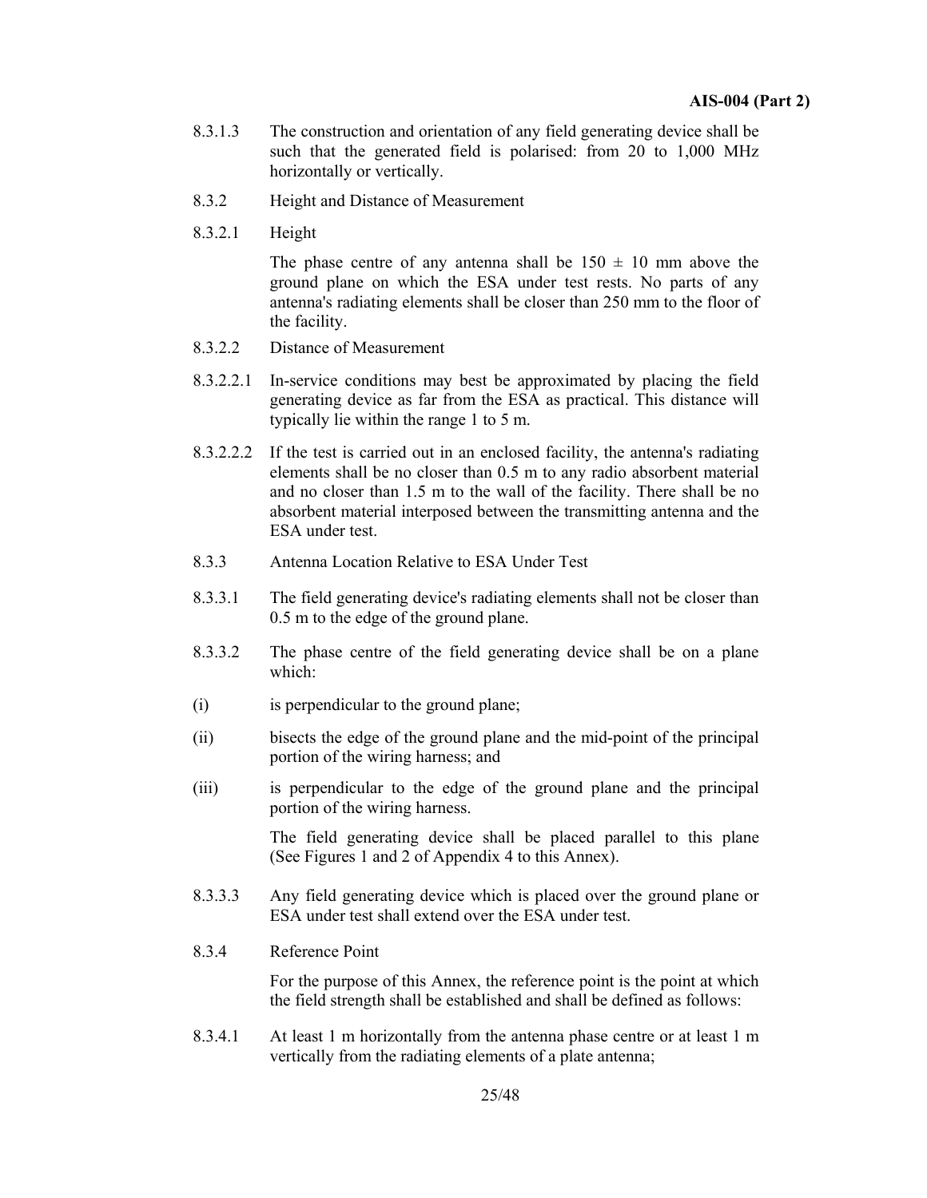8.3.1.3 The construction and orientation of any field generating device shall be such that the generated field is polarised: from 20 to 1,000 MHz horizontally or vertically.

8.3.2 Height and Distance of Measurement

8.3.2.1 Height

The phase centre of any antenna shall be 150 ± 10 mm above the ground plane on which the ESA under test rests. No parts of any antenna's radiating elements shall be closer than 250 mm to the floor of the facility.

8.3.2.2 Distance of Measurement

8.3.2.2.1 In-service conditions may best be approximated by placing the field generating device as far from the ESA as practical. This distance will typically lie within the range 1 to 5 m.

8.3.2.2.2 If the test is carried out in an enclosed facility, the antenna's radiating elements shall be no closer than 0.5 m to any radio absorbent material and no closer than 1.5 m to the wall of the facility. There shall be no absorbent material interposed between the transmitting antenna and the ESA under test.

8.3.3 Antenna Location Relative to ESA Under Test

8.3.3.1 The field generating device's radiating elements shall not be closer than 0.5 m to the edge of the ground plane.

8.3.3.2 The phase centre of the field generating device shall be on a plane which:

(i) is perpendicular to the ground plane;

(ii) bisects the edge of the ground plane and the mid-point of the principal portion of the wiring harness; and

(iii) is perpendicular to the edge of the ground plane and the principal portion of the wiring harness.

The field generating device shall be placed parallel to this plane (See Figures 1 and 2 of Appendix 4 to this Annex).

8.3.3.3 Any field generating device which is placed over the ground plane or ESA under test shall extend over the ESA under test.

8.3.4 Reference Point

For the purpose of this Annex, the reference point is the point at which the field strength shall be established and shall be defined as follows:

8.3.4.1 At least 1 m horizontally from the antenna phase centre or at least 1 m vertically from the radiating elements of a plate antenna;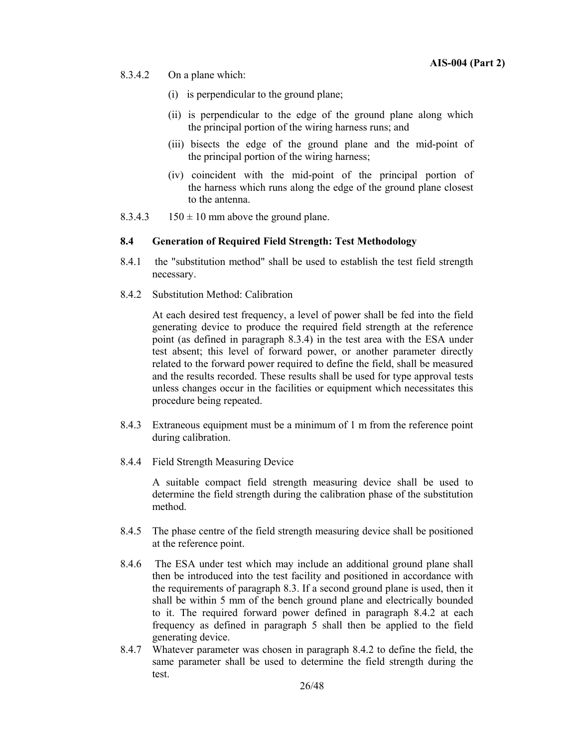8.3.4.2 On a plane which:

(i) is perpendicular to the ground plane;

(ii) is perpendicular to the edge of the ground plane along which the principal portion of the wiring harness runs; and

(iii) bisects the edge of the ground plane and the mid-point of the principal portion of the wiring harness;

(iv) coincident with the mid-point of the principal portion of the harness which runs along the edge of the ground plane closest to the antenna.

8.3.4.3 150 ± 10 mm above the ground plane.

### 8.4 Generation of Required Field Strength: Test Methodology

8.4.1 the "substitution method" shall be used to establish the test field strength necessary.

8.4.2 Substitution Method: Calibration

At each desired test frequency, a level of power shall be fed into the field generating device to produce the required field strength at the reference point (as defined in paragraph 8.3.4) in the test area with the ESA under test absent; this level of forward power, or another parameter directly related to the forward power required to define the field, shall be measured and the results recorded. These results shall be used for type approval tests unless changes occur in the facilities or equipment which necessitates this procedure being repeated.

8.4.3 Extraneous equipment must be a minimum of 1 m from the reference point during calibration.

8.4.4 Field Strength Measuring Device

A suitable compact field strength measuring device shall be used to determine the field strength during the calibration phase of the substitution method.

8.4.5 The phase centre of the field strength measuring device shall be positioned at the reference point.

8.4.6 The ESA under test which may include an additional ground plane shall then be introduced into the test facility and positioned in accordance with the requirements of paragraph 8.3. If a second ground plane is used, then it shall be within 5 mm of the bench ground plane and electrically bounded to it. The required forward power defined in paragraph 8.4.2 at each frequency as defined in paragraph 5 shall then be applied to the field generating device.

8.4.7 Whatever parameter was chosen in paragraph 8.4.2 to define the field, the same parameter shall be used to determine the field strength during the test.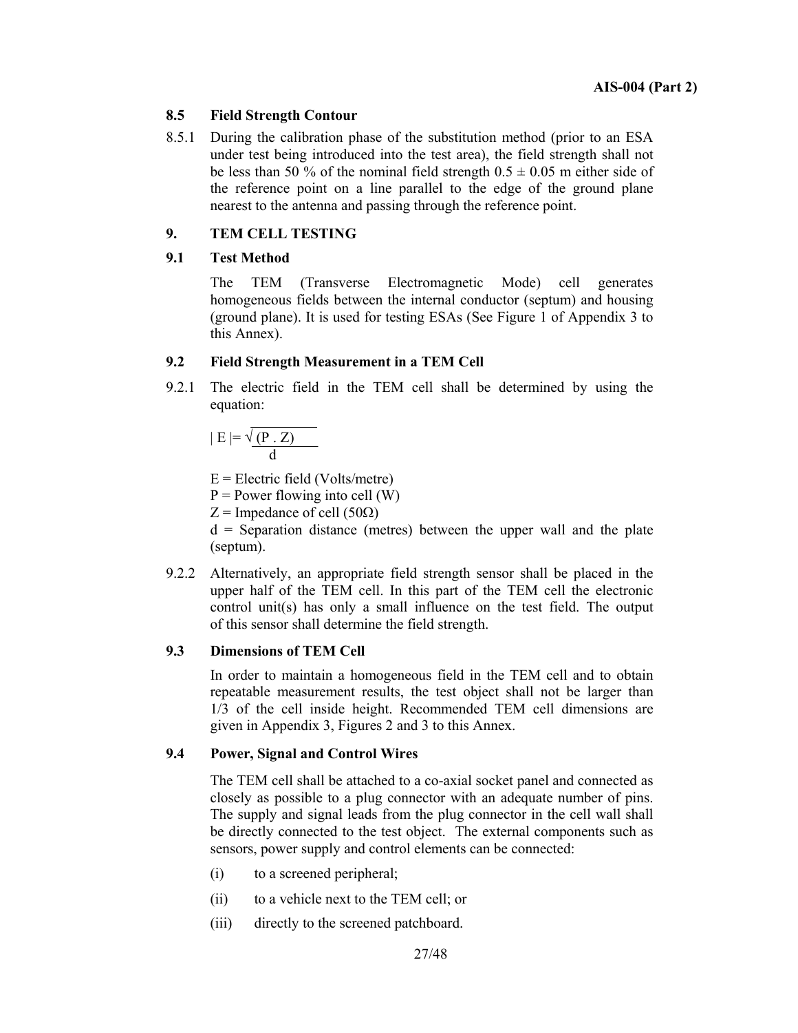### 8.5 Field Strength Contour

8.5.1 During the calibration phase of the substitution method (prior to an ESA under test being introduced into the test area), the field strength shall not be less than 50 % of the nominal field strength $0.5 \pm 0.05$ m either side of the reference point on a line parallel to the edge of the ground plane nearest to the antenna and passing through the reference point.

## 9. TEM CELL TESTING

### 9.1 Test Method

The TEM (Transverse Electromagnetic Mode) cell generates homogeneous fields between the internal conductor (septum) and housing (ground plane). It is used for testing ESAs (See Figure 1 of Appendix 3 to this Annex).

### 9.2 Field Strength Measurement in a TEM Cell

9.2.1 The electric field in the TEM cell shall be determined by using the equation:

$$|E| = \frac{\sqrt{(P \cdot Z)}}{d}$$

E = Electric field (Volts/metre)

P = Power flowing into cell (W)

Z = Impedance of cell (50Ω)

d = Separation distance (metres) between the upper wall and the plate (septum).

9.2.2 Alternatively, an appropriate field strength sensor shall be placed in the upper half of the TEM cell. In this part of the TEM cell the electronic control unit(s) has only a small influence on the test field. The output of this sensor shall determine the field strength.

### 9.3 Dimensions of TEM Cell

In order to maintain a homogeneous field in the TEM cell and to obtain repeatable measurement results, the test object shall not be larger than 1/3 of the cell inside height. Recommended TEM cell dimensions are given in Appendix 3, Figures 2 and 3 to this Annex.

### 9.4 Power, Signal and Control Wires

The TEM cell shall be attached to a co-axial socket panel and connected as closely as possible to a plug connector with an adequate number of pins. The supply and signal leads from the plug connector in the cell wall shall be directly connected to the test object. The external components such as sensors, power supply and control elements can be connected:

(i) to a screened peripheral;

(ii) to a vehicle next to the TEM cell; or

(iii) directly to the screened patchboard.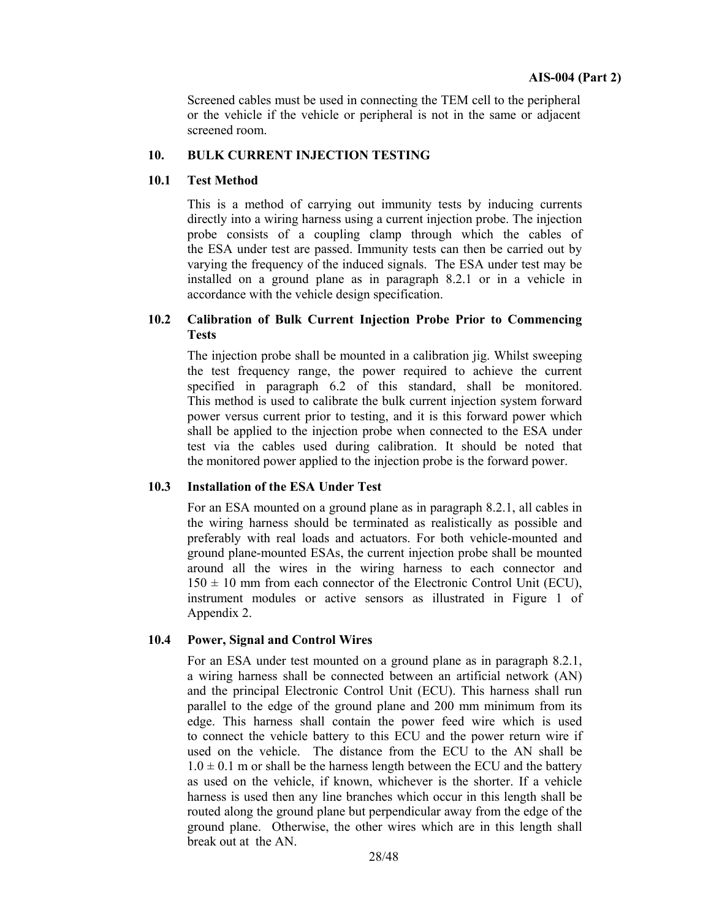Screened cables must be used in connecting the TEM cell to the peripheral or the vehicle if the vehicle or peripheral is not in the same or adjacent screened room.

## 10. BULK CURRENT INJECTION TESTING

### 10.1 Test Method

This is a method of carrying out immunity tests by inducing currents directly into a wiring harness using a current injection probe. The injection probe consists of a coupling clamp through which the cables of the ESA under test are passed. Immunity tests can then be carried out by varying the frequency of the induced signals. The ESA under test may be installed on a ground plane as in paragraph 8.2.1 or in a vehicle in accordance with the vehicle design specification.

### 10.2 Calibration of Bulk Current Injection Probe Prior to Commencing Tests

The injection probe shall be mounted in a calibration jig. Whilst sweeping the test frequency range, the power required to achieve the current specified in paragraph 6.2 of this standard, shall be monitored. This method is used to calibrate the bulk current injection system forward power versus current prior to testing, and it is this forward power which shall be applied to the injection probe when connected to the ESA under test via the cables used during calibration. It should be noted that the monitored power applied to the injection probe is the forward power.

### 10.3 Installation of the ESA Under Test

For an ESA mounted on a ground plane as in paragraph 8.2.1, all cables in the wiring harness should be terminated as realistically as possible and preferably with real loads and actuators. For both vehicle-mounted and ground plane-mounted ESAs, the current injection probe shall be mounted around all the wires in the wiring harness to each connector and $150 \pm 10$ mm from each connector of the Electronic Control Unit (ECU), instrument modules or active sensors as illustrated in Figure 1 of Appendix 2.

### 10.4 Power, Signal and Control Wires

For an ESA under test mounted on a ground plane as in paragraph 8.2.1, a wiring harness shall be connected between an artificial network (AN) and the principal Electronic Control Unit (ECU). This harness shall run parallel to the edge of the ground plane and 200 mm minimum from its edge. This harness shall contain the power feed wire which is used to connect the vehicle battery to this ECU and the power return wire if used on the vehicle. The distance from the ECU to the AN shall be $1.0 \pm 0.1$ m or shall be the harness length between the ECU and the battery as used on the vehicle, if known, whichever is the shorter. If a vehicle harness is used then any line branches which occur in this length shall be routed along the ground plane but perpendicular away from the edge of the ground plane. Otherwise, the other wires which are in this length shall break out at the AN.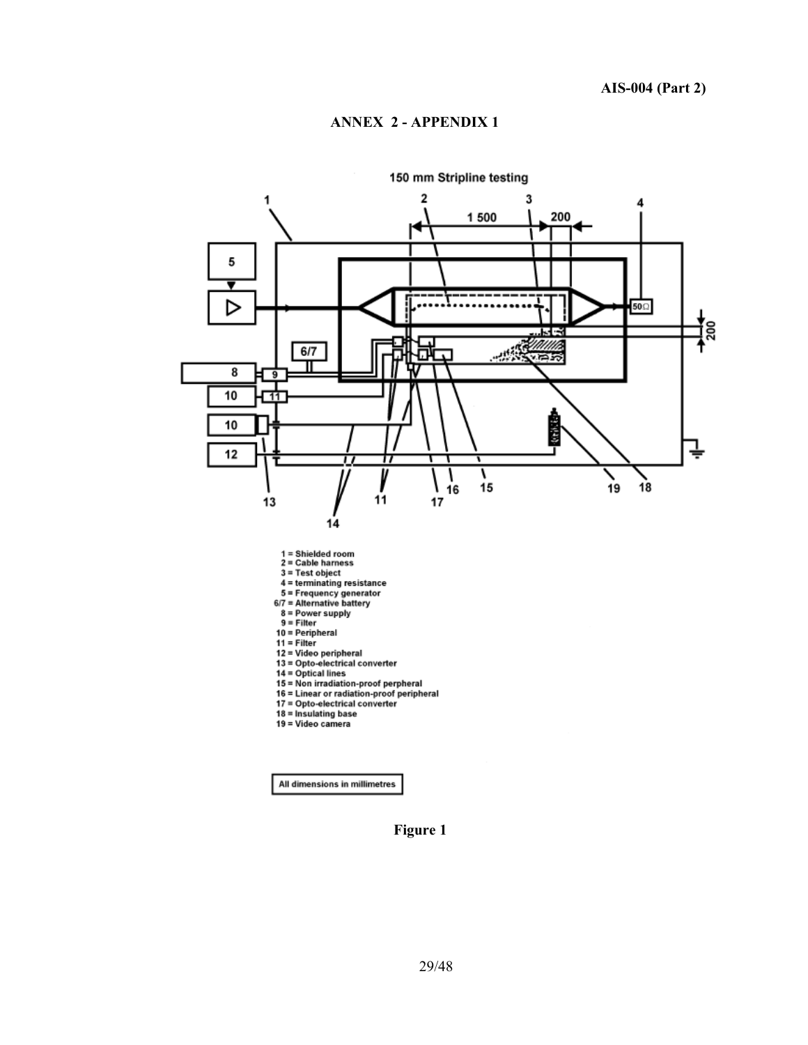## ANNEX 2 - APPENDIX 1

150 mm Stripline testing

1 = Shielded room
2 = Cable harness
3 = Test object
4 = terminating resistance
5 = Frequency generator
6/7 = Alternative battery
8 = Power supply
9 = Filter
10 = Peripheral
11 = Filter
12 = Video peripheral
13 = Opto-electrical converter
14 = Optical lines
15 = Non irradiation-proof perpheral
16 = Linear or radiation-proof peripheral
17 = Opto-electrical converter
18 = Insulating base
19 = Video camera

All dimensions in millimetres

**Figure 1**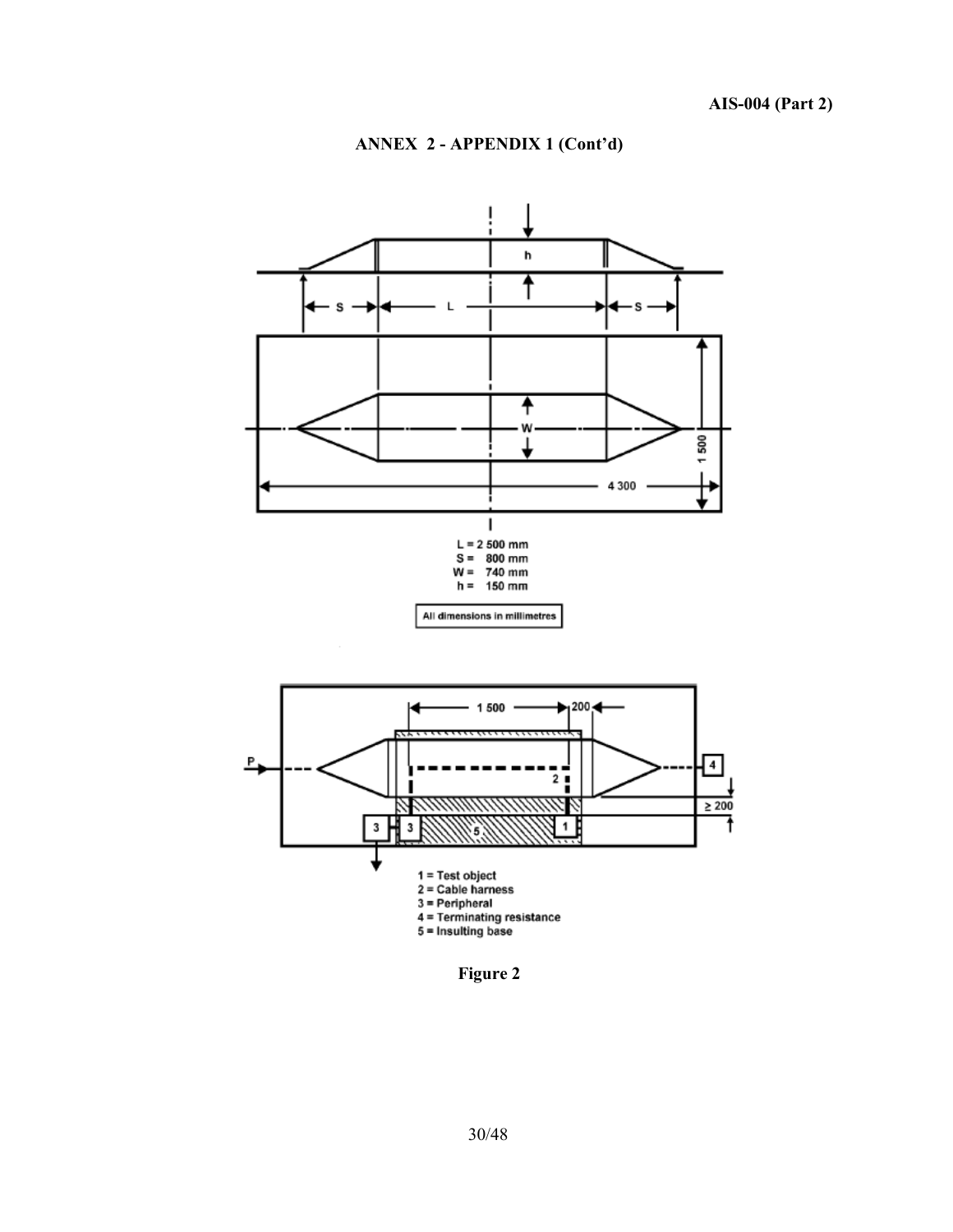## ANNEX 2 - APPENDIX 1 (Cont'd)

L = 2 500 mm
S = 800 mm
W = 740 mm
h = 150 mm

All dimensions in millimetres

1 = Test object
2 = Cable harness
3 = Peripheral
4 = Terminating resistance
5 = Insulting base

**Figure 2**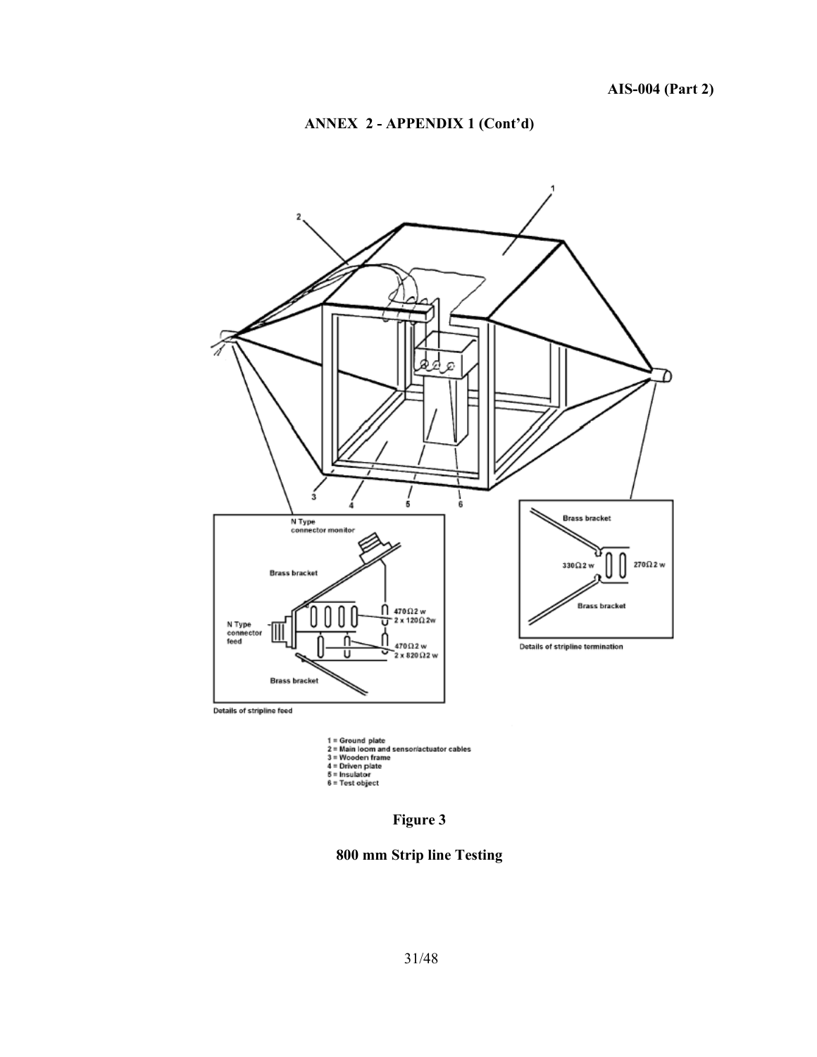## ANNEX 2 - APPENDIX 1 (Cont'd)

1 = Ground plate
2 = Main loom and sensor/actuator cables
3 = Wooden frame
4 = Driven plate
5 = Insulator
6 = Test object

Details of stripline feed

Details of stripline termination

**Figure 3**

**800 mm Strip line Testing**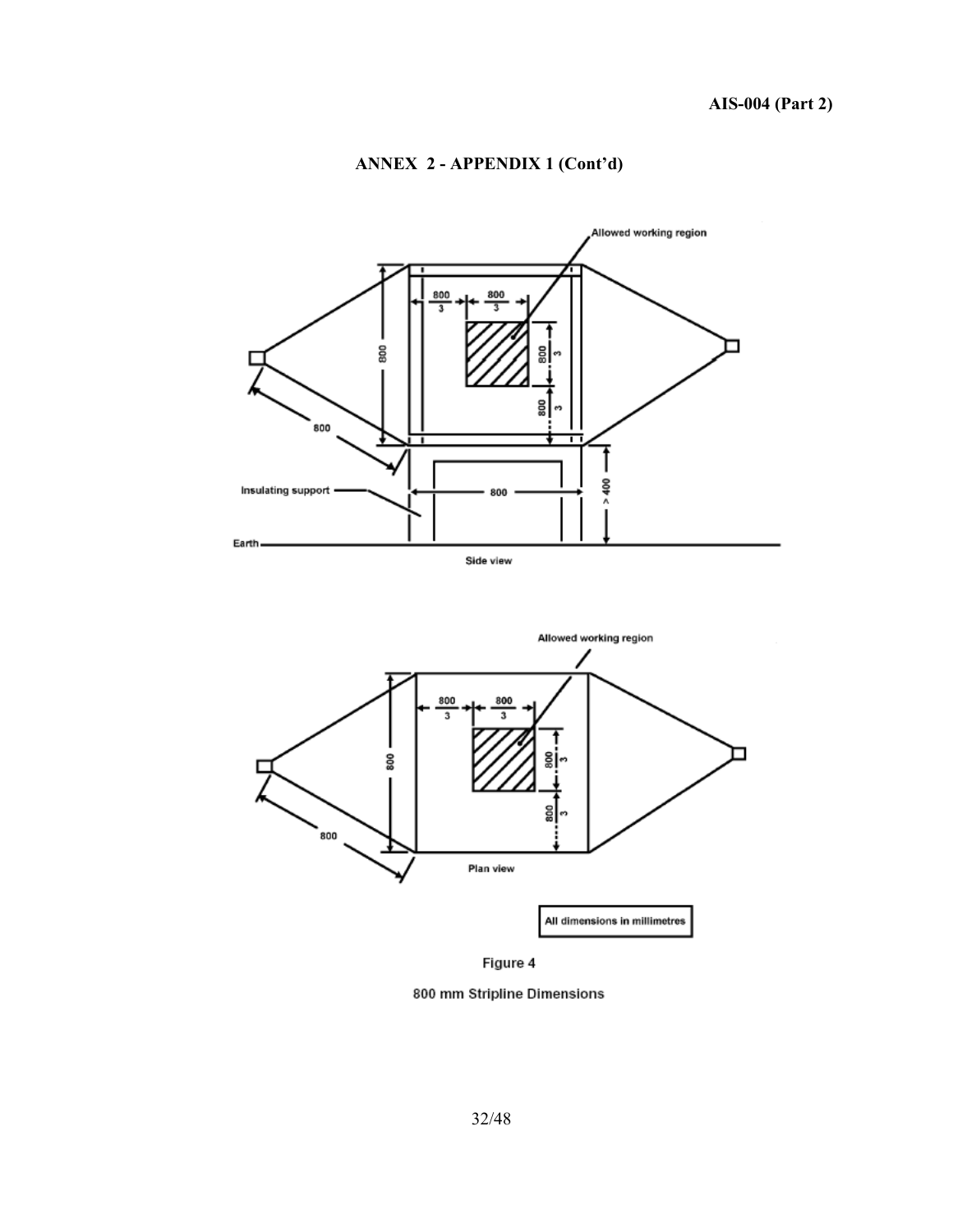## ANNEX 2 - APPENDIX 1 (Cont'd)

Figure 4

800 mm Stripline Dimensions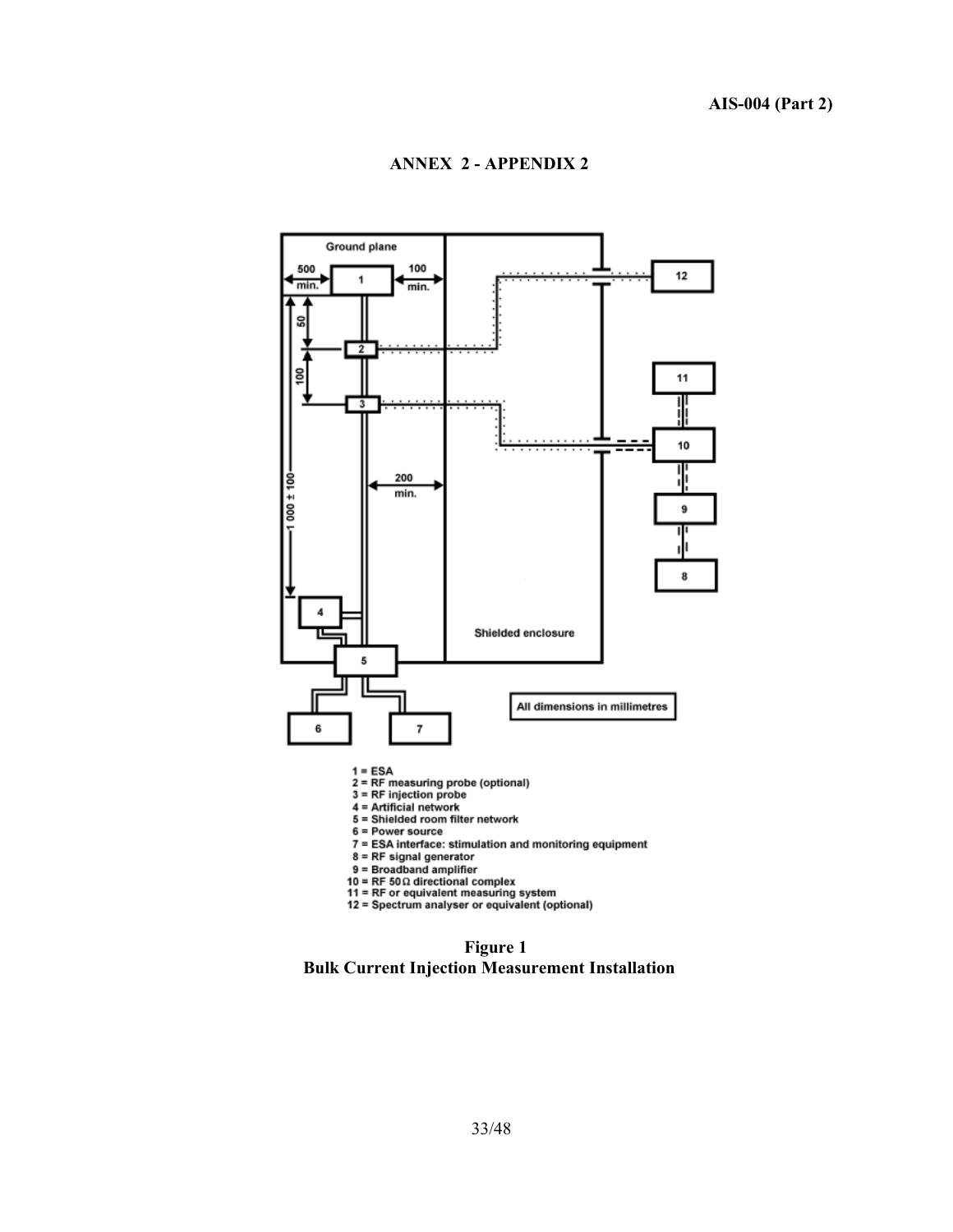## ANNEX 2 - APPENDIX 2

Ground plane

500 min.

100 min.

50

100

1 000 ± 100

200 min.

Shielded enclosure

All dimensions in millimetres

1 = ESA
2 = RF measuring probe (optional)
3 = RF injection probe
4 = Artificial network
5 = Shielded room filter network
6 = Power source
7 = ESA interface: stimulation and monitoring equipment
8 = RF signal generator
9 = Broadband amplifier
10 = RF 50 Ω directional complex
11 = RF or equivalent measuring system
12 = Spectrum analyser or equivalent (optional)

**Figure 1**
**Bulk Current Injection Measurement Installation**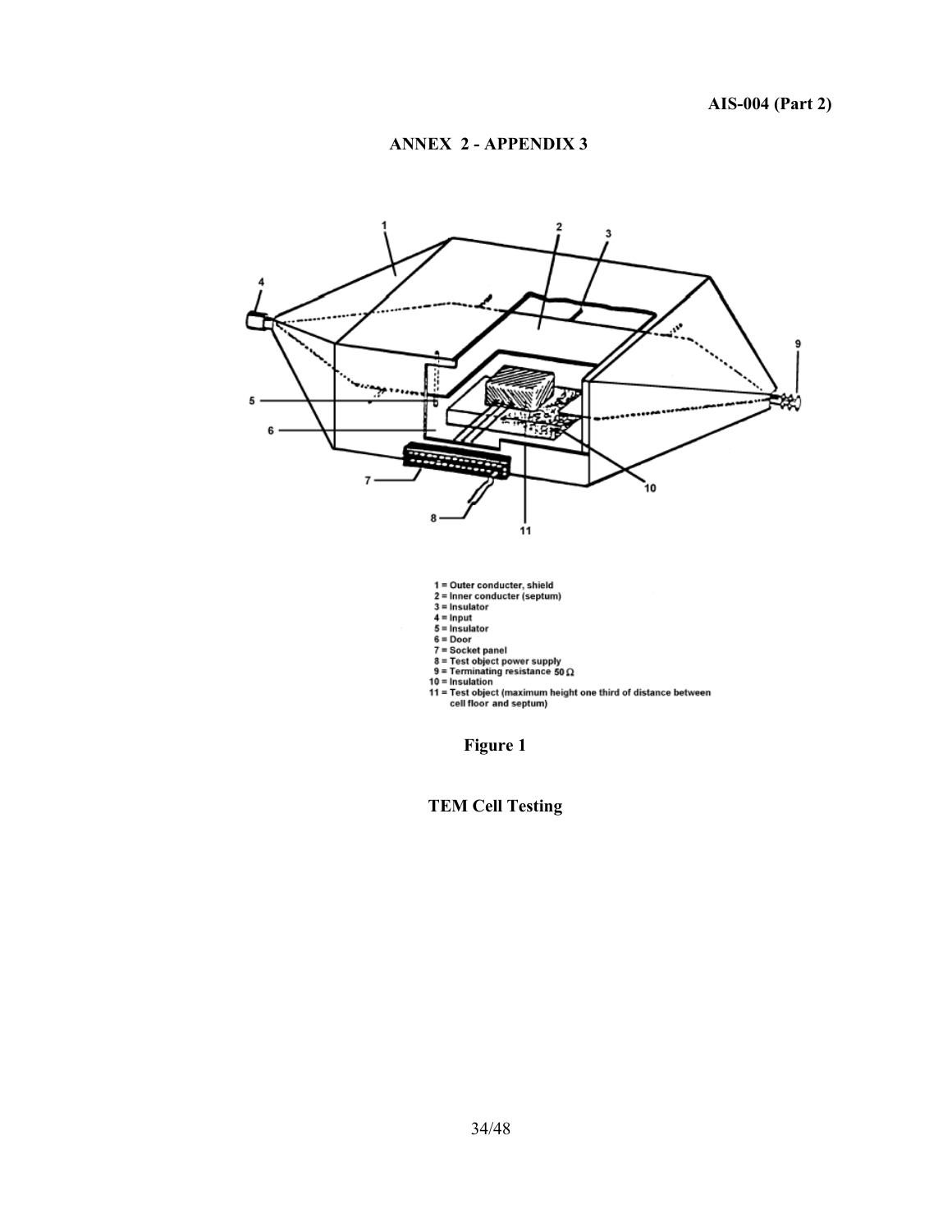## ANNEX 2 - APPENDIX 3

1 = Outer conducter, shield
2 = Inner conducter (septum)
3 = Insulator
4 = Input
5 = Insulator
6 = Door
7 = Socket panel
8 = Test object power supply
9 = Terminating resistance 50 Ω
10 = Insulation
11 = Test object (maximum height one third of distance between cell floor and septum)

**Figure 1**

**TEM Cell Testing**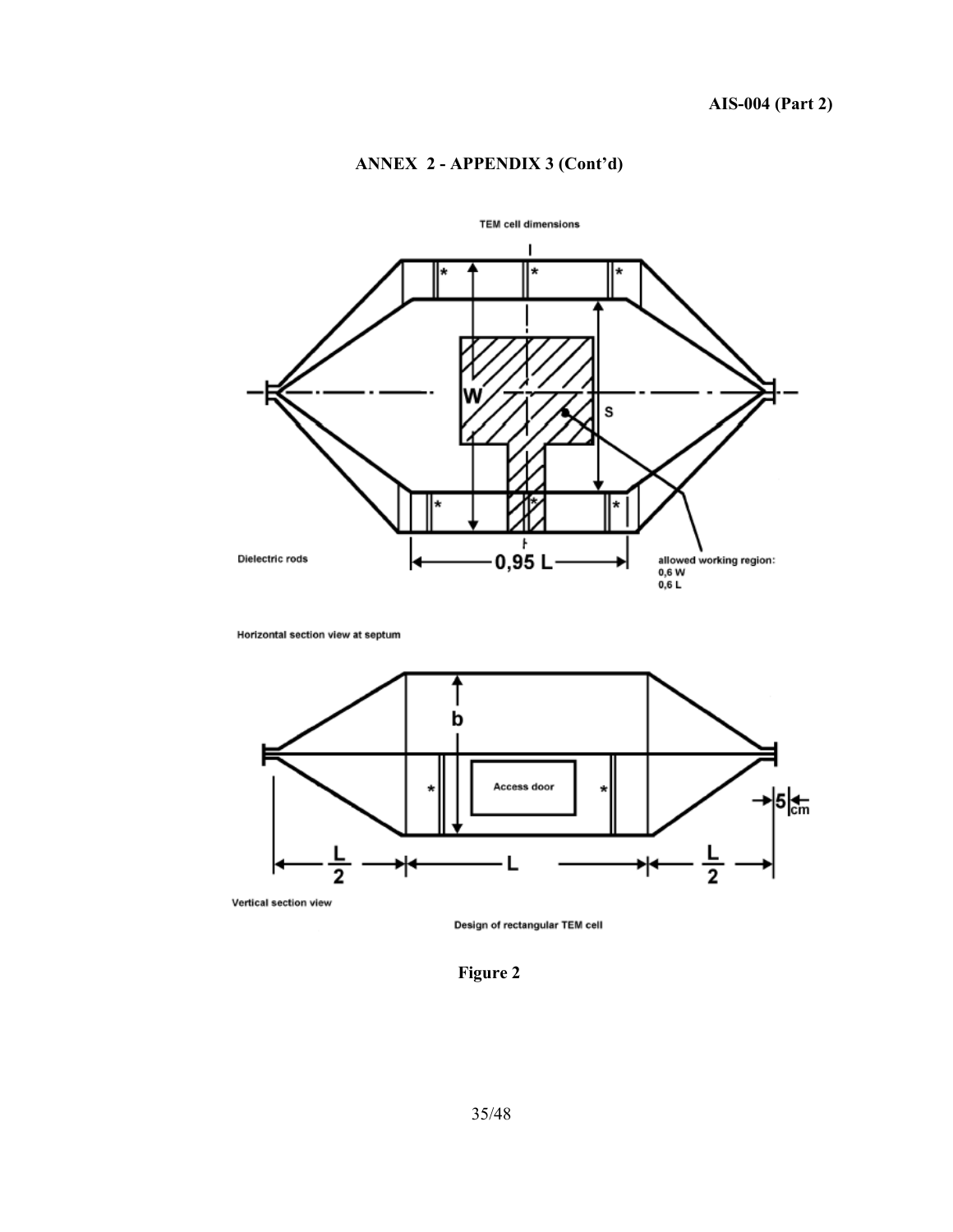## ANNEX 2 - APPENDIX 3 (Cont'd)

TEM cell dimensions

W

S

Dielectric rods

0,95 L

allowed working region:
0,6 W
0,6 L

Horizontal section view at septum

b

Access door

5 cm

L/2 L L/2

Vertical section view

Design of rectangular TEM cell

**Figure 2**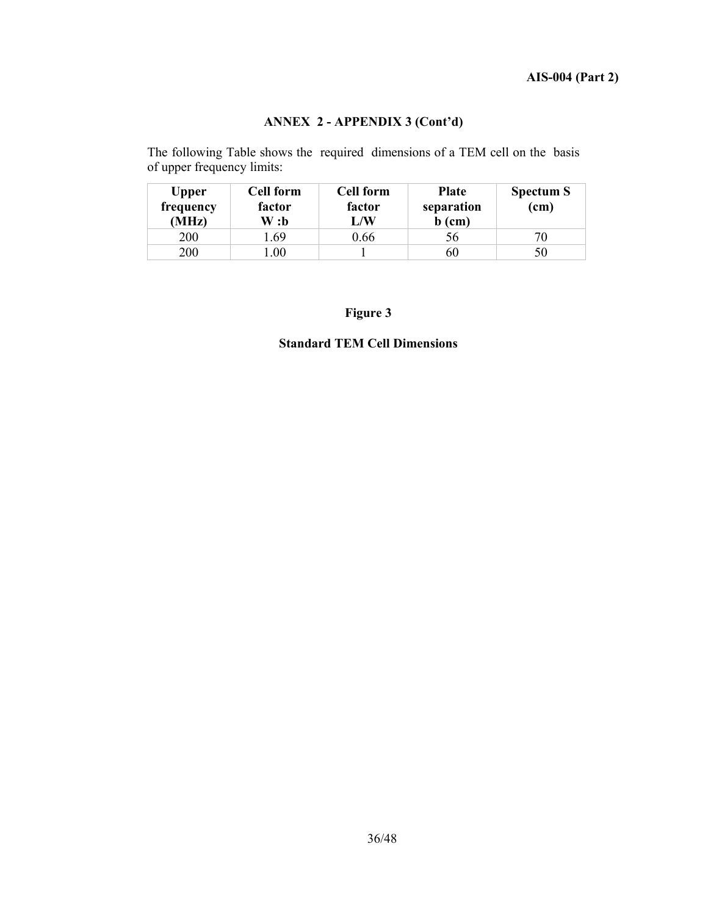## ANNEX 2 - APPENDIX 3 (Cont'd)

The following Table shows the required dimensions of a TEM cell on the basis of upper frequency limits:

| Upper frequency (MHz) | Cell form factor W :b | Cell form factor L/W | Plate separation b (cm) | Spectum S (cm) |
|---|---|---|---|---|
| 200 | 1.69 | 0.66 | 56 | 70 |
| 200 | 1.00 | 1 | 60 | 50 |

**Figure 3**

**Standard TEM Cell Dimensions**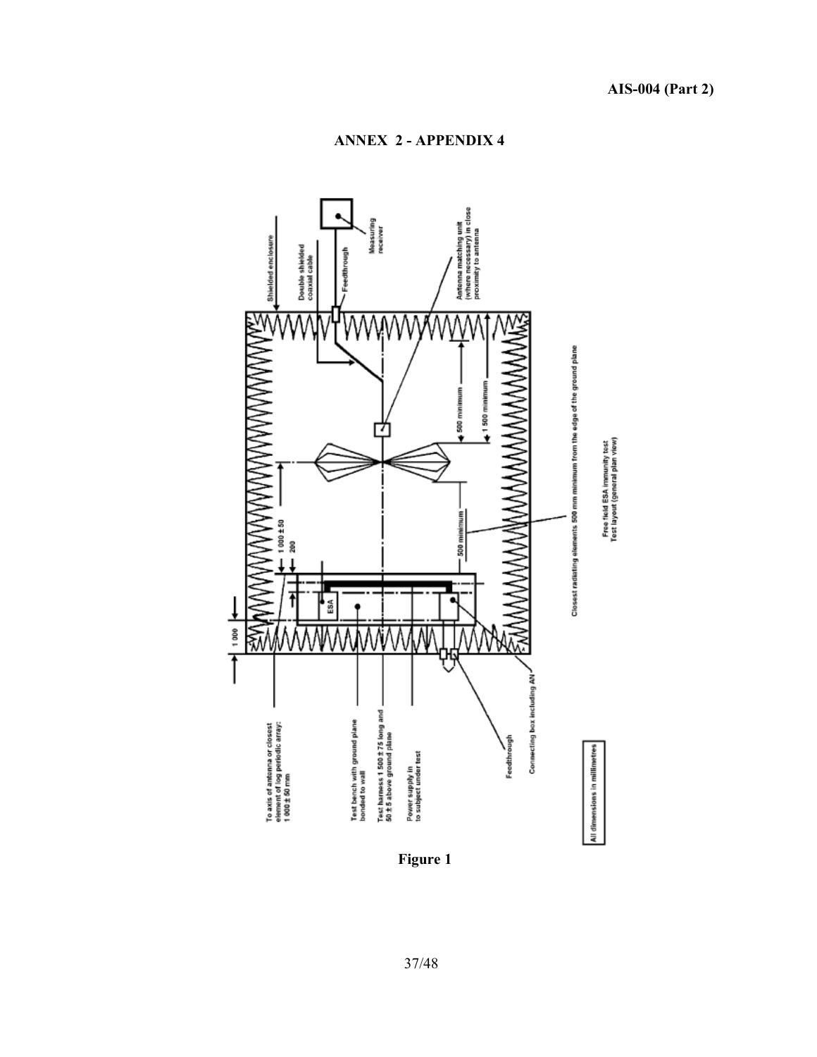## ANNEX 2 - APPENDIX 4

To axis of antenna or closest element of log periodic array: 1 000 ± 50 mm

Test bench with ground plane bonded to wall

Test harness 1 500 ± 75 long and 50 ± 5 above ground plane

Power supply in to subject under test

Feedthrough

Connecting box including AN

All dimensions in millimetres

Shielded enclosure

Double shielded coaxial cable

Feedthrough

Measuring receiver

Antenna matching unit (where necessary) in close proximity to antenna

1 000

1 000 ± 50

200

ESA

500 minimum

500 minimum

1 500 minimum

Closest radiating elements 500 mm minimum from the edge of the ground plane

Free field ESA immunity test
Test layout (general plan view)

**Figure 1**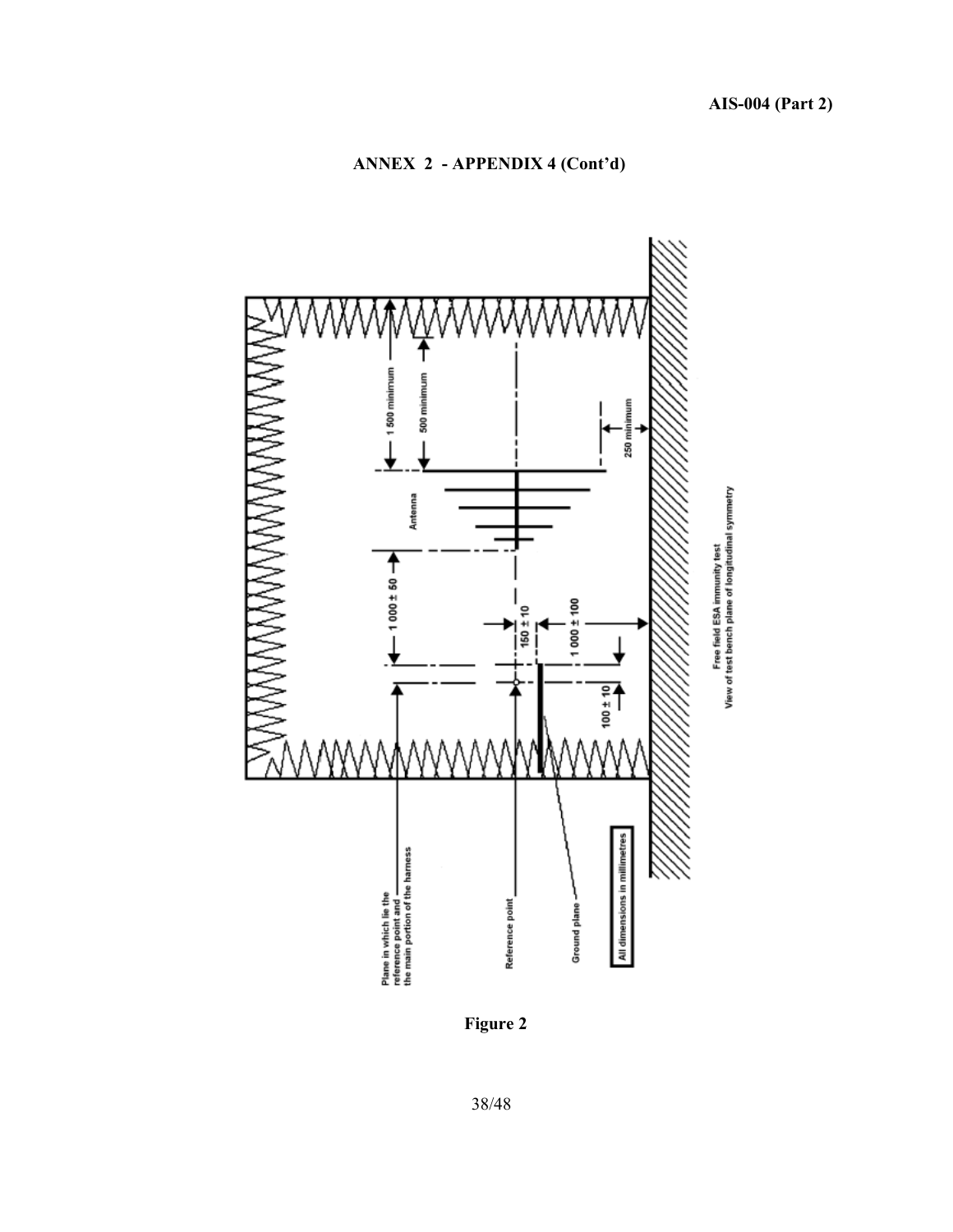## ANNEX 2 - APPENDIX 4 (Cont'd)

1 500 minimum

500 minimum

250 minimum

Antenna

1 000 ± 50

150 ± 10

1 000 ± 100

100 ± 10

Plane in which lie the reference point and the main portion of the harness

Reference point

Ground plane

All dimensions in millimetres

Free field ESA immunity test
View of test bench plane of longitudinal symmetry

**Figure 2**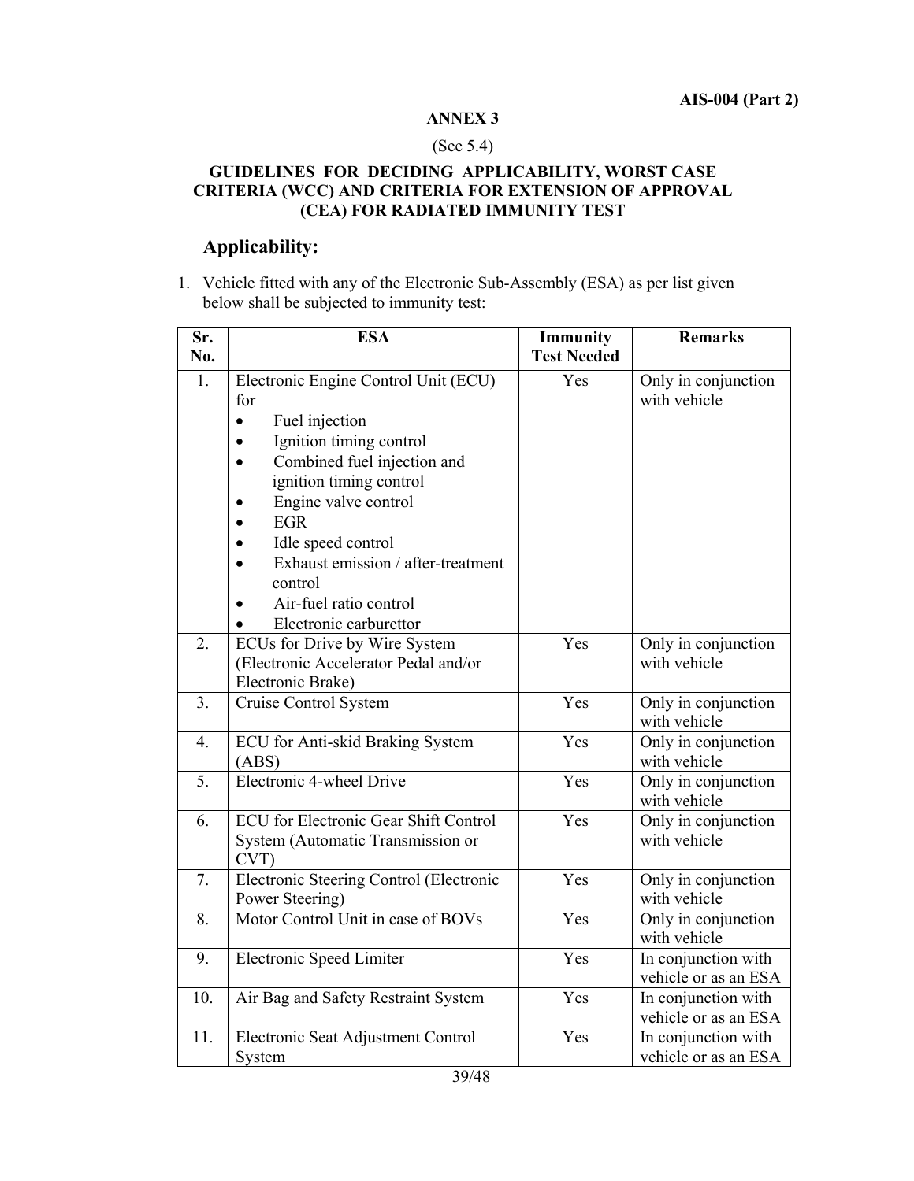## ANNEX 3

(See 5.4)

### GUIDELINES FOR DECIDING APPLICABILITY, WORST CASE CRITERIA (WCC) AND CRITERIA FOR EXTENSION OF APPROVAL (CEA) FOR RADIATED IMMUNITY TEST

### Applicability:

1. Vehicle fitted with any of the Electronic Sub-Assembly (ESA) as per list given below shall be subjected to immunity test:

| Sr. No. | ESA | Immunity Test Needed | Remarks |
|---|---|---|---|
| 1. | Electronic Engine Control Unit (ECU) for<br>• Fuel injection<br>• Ignition timing control<br>• Combined fuel injection and ignition timing control<br>• Engine valve control<br>• EGR<br>• Idle speed control<br>• Exhaust emission / after-treatment control<br>• Air-fuel ratio control<br>• Electronic carburettor | Yes | Only in conjunction with vehicle |
| 2. | ECUs for Drive by Wire System (Electronic Accelerator Pedal and/or Electronic Brake) | Yes | Only in conjunction with vehicle |
| 3. | Cruise Control System | Yes | Only in conjunction with vehicle |
| 4. | ECU for Anti-skid Braking System (ABS) | Yes | Only in conjunction with vehicle |
| 5. | Electronic 4-wheel Drive | Yes | Only in conjunction with vehicle |
| 6. | ECU for Electronic Gear Shift Control System (Automatic Transmission or CVT) | Yes | Only in conjunction with vehicle |
| 7. | Electronic Steering Control (Electronic Power Steering) | Yes | Only in conjunction with vehicle |
| 8. | Motor Control Unit in case of BOVs | Yes | Only in conjunction with vehicle |
| 9. | Electronic Speed Limiter | Yes | In conjunction with vehicle or as an ESA |
| 10. | Air Bag and Safety Restraint System | Yes | In conjunction with vehicle or as an ESA |
| 11. | Electronic Seat Adjustment Control System | Yes | In conjunction with vehicle or as an ESA |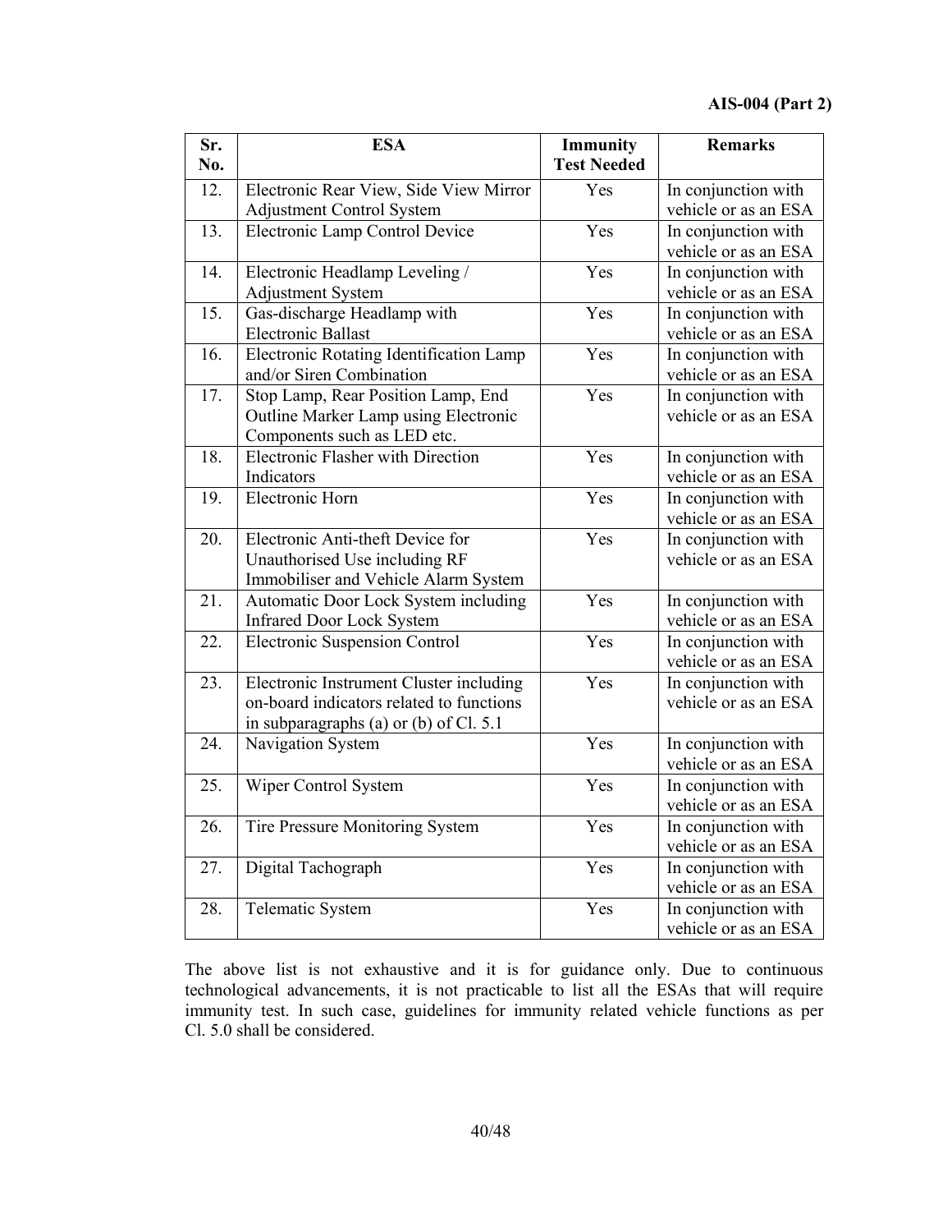| Sr. No. | ESA | Immunity Test Needed | Remarks |
|---|---|---|---|
| 12. | Electronic Rear View, Side View Mirror Adjustment Control System | Yes | In conjunction with vehicle or as an ESA |
| 13. | Electronic Lamp Control Device | Yes | In conjunction with vehicle or as an ESA |
| 14. | Electronic Headlamp Leveling / Adjustment System | Yes | In conjunction with vehicle or as an ESA |
| 15. | Gas-discharge Headlamp with Electronic Ballast | Yes | In conjunction with vehicle or as an ESA |
| 16. | Electronic Rotating Identification Lamp and/or Siren Combination | Yes | In conjunction with vehicle or as an ESA |
| 17. | Stop Lamp, Rear Position Lamp, End Outline Marker Lamp using Electronic Components such as LED etc. | Yes | In conjunction with vehicle or as an ESA |
| 18. | Electronic Flasher with Direction Indicators | Yes | In conjunction with vehicle or as an ESA |
| 19. | Electronic Horn | Yes | In conjunction with vehicle or as an ESA |
| 20. | Electronic Anti-theft Device for Unauthorised Use including RF Immobiliser and Vehicle Alarm System | Yes | In conjunction with vehicle or as an ESA |
| 21. | Automatic Door Lock System including Infrared Door Lock System | Yes | In conjunction with vehicle or as an ESA |
| 22. | Electronic Suspension Control | Yes | In conjunction with vehicle or as an ESA |
| 23. | Electronic Instrument Cluster including on-board indicators related to functions in subparagraphs (a) or (b) of Cl. 5.1 | Yes | In conjunction with vehicle or as an ESA |
| 24. | Navigation System | Yes | In conjunction with vehicle or as an ESA |
| 25. | Wiper Control System | Yes | In conjunction with vehicle or as an ESA |
| 26. | Tire Pressure Monitoring System | Yes | In conjunction with vehicle or as an ESA |
| 27. | Digital Tachograph | Yes | In conjunction with vehicle or as an ESA |
| 28. | Telematic System | Yes | In conjunction with vehicle or as an ESA |

The above list is not exhaustive and it is for guidance only. Due to continuous technological advancements, it is not practicable to list all the ESAs that will require immunity test. In such case, guidelines for immunity related vehicle functions as per Cl. 5.0 shall be considered.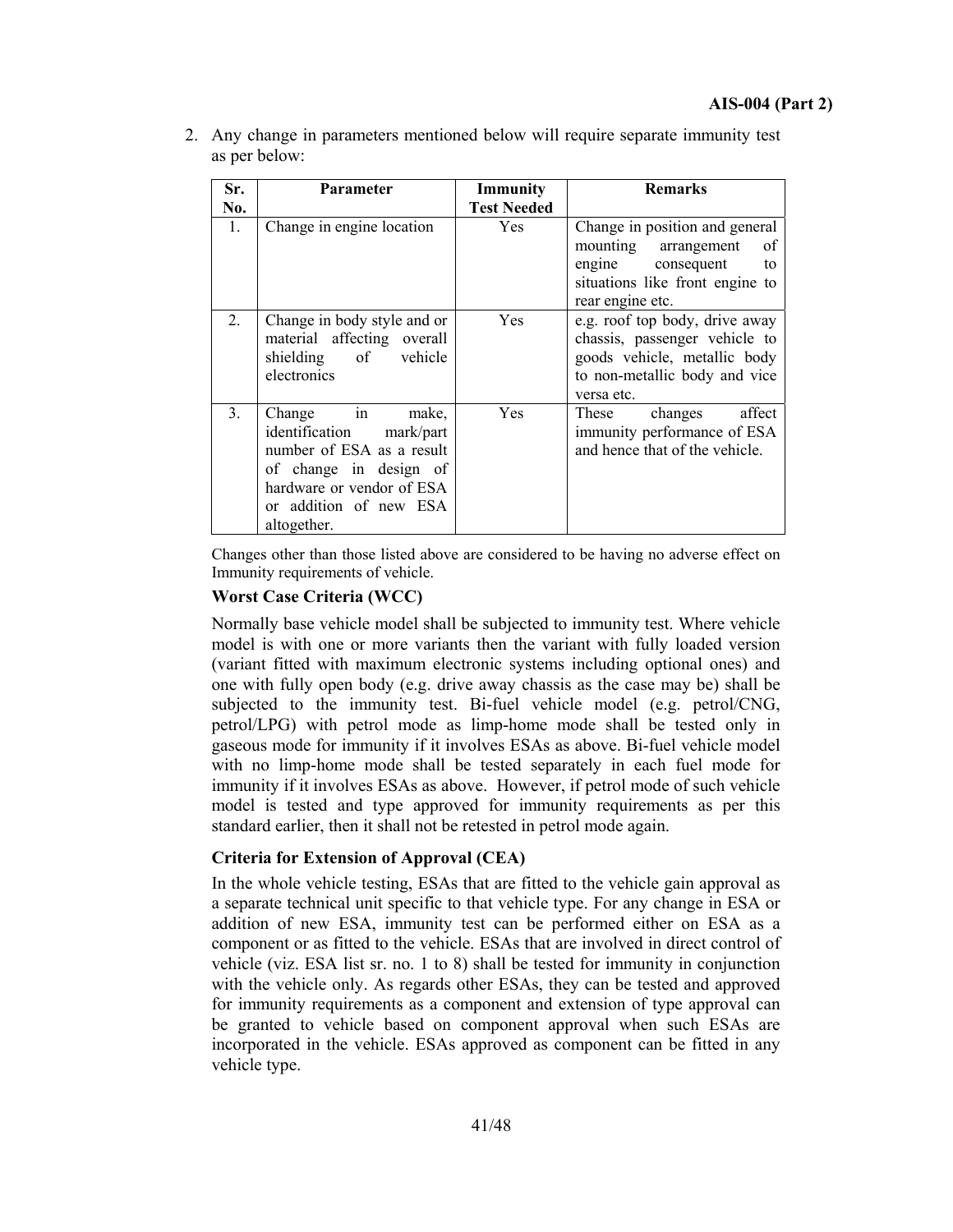2. Any change in parameters mentioned below will require separate immunity test as per below:

| Sr. No. | Parameter | Immunity Test Needed | Remarks |
|---|---|---|---|
| 1. | Change in engine location | Yes | Change in position and general mounting arrangement of engine consequent to situations like front engine to rear engine etc. |
| 2. | Change in body style and or material affecting overall shielding of vehicle electronics | Yes | e.g. roof top body, drive away chassis, passenger vehicle to goods vehicle, metallic body to non-metallic body and vice versa etc. |
| 3. | Change in make, identification mark/part number of ESA as a result of change in design of hardware or vendor of ESA or addition of new ESA altogether. | Yes | These changes affect immunity performance of ESA and hence that of the vehicle. |

Changes other than those listed above are considered to be having no adverse effect on Immunity requirements of vehicle.

**Worst Case Criteria (WCC)**

Normally base vehicle model shall be subjected to immunity test. Where vehicle model is with one or more variants then the variant with fully loaded version (variant fitted with maximum electronic systems including optional ones) and one with fully open body (e.g. drive away chassis as the case may be) shall be subjected to the immunity test. Bi-fuel vehicle model (e.g. petrol/CNG, petrol/LPG) with petrol mode as limp-home mode shall be tested only in gaseous mode for immunity if it involves ESAs as above. Bi-fuel vehicle model with no limp-home mode shall be tested separately in each fuel mode for immunity if it involves ESAs as above. However, if petrol mode of such vehicle model is tested and type approved for immunity requirements as per this standard earlier, then it shall not be retested in petrol mode again.

**Criteria for Extension of Approval (CEA)**

In the whole vehicle testing, ESAs that are fitted to the vehicle gain approval as a separate technical unit specific to that vehicle type. For any change in ESA or addition of new ESA, immunity test can be performed either on ESA as a component or as fitted to the vehicle. ESAs that are involved in direct control of vehicle (viz. ESA list sr. no. 1 to 8) shall be tested for immunity in conjunction with the vehicle only. As regards other ESAs, they can be tested and approved for immunity requirements as a component and extension of type approval can be granted to vehicle based on component approval when such ESAs are incorporated in the vehicle. ESAs approved as component can be fitted in any vehicle type.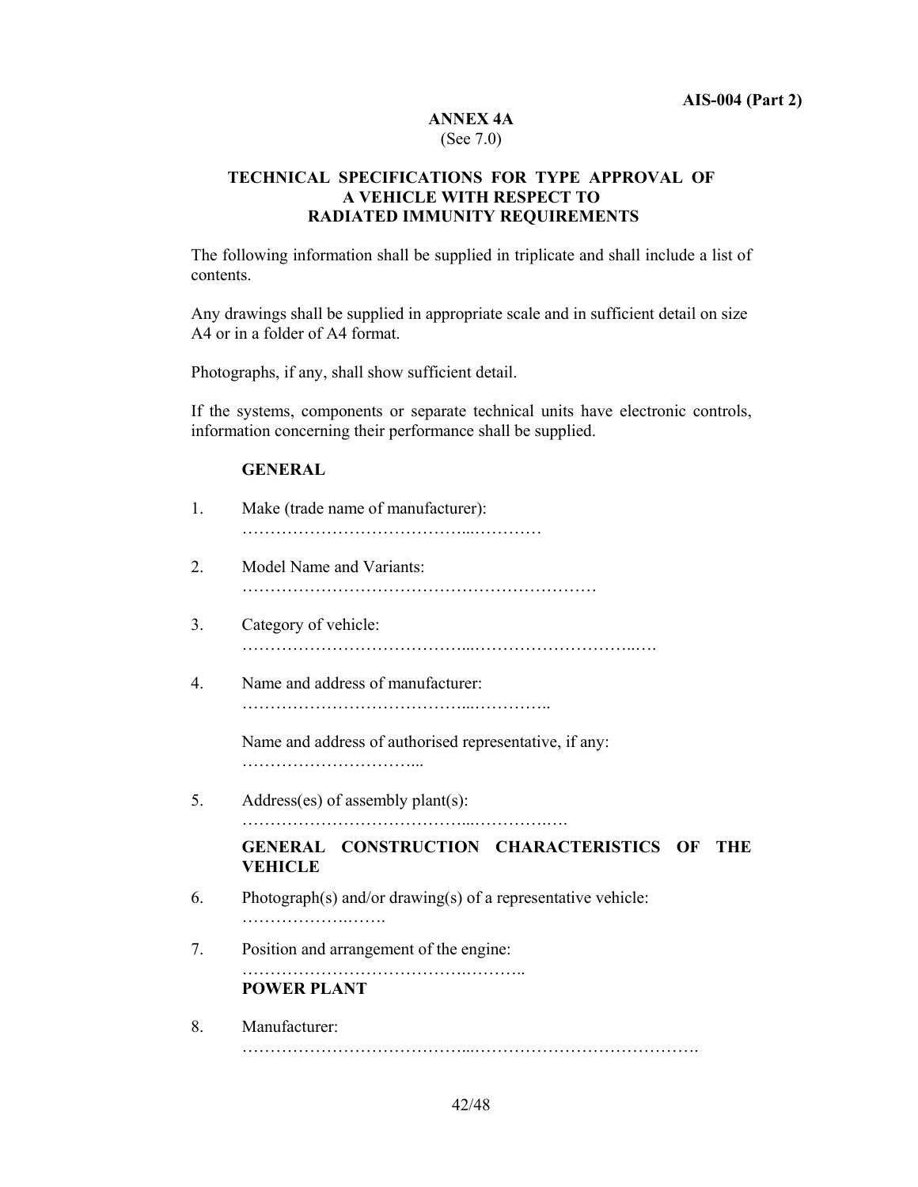## ANNEX 4A

(See 7.0)

### TECHNICAL SPECIFICATIONS FOR TYPE APPROVAL OF A VEHICLE WITH RESPECT TO RADIATED IMMUNITY REQUIREMENTS

The following information shall be supplied in triplicate and shall include a list of contents.

Any drawings shall be supplied in appropriate scale and in sufficient detail on size A4 or in a folder of A4 format.

Photographs, if any, shall show sufficient detail.

If the systems, components or separate technical units have electronic controls, information concerning their performance shall be supplied.

**GENERAL**

1. Make (trade name of manufacturer): ……………………………………...…………

2. Model Name and Variants: ………………………………………………………

3. Category of vehicle: ……………………………………...…………………………..….

4. Name and address of manufacturer: ……………………………………...…………..

   Name and address of authorised representative, if any: …………………………...

5. Address(es) of assembly plant(s): ……………………………………...…………..….

**GENERAL CONSTRUCTION CHARACTERISTICS OF THE VEHICLE**

6. Photograph(s) and/or drawing(s) of a representative vehicle: ………………..…….

7. Position and arrangement of the engine: …………………………………..………..

**POWER PLANT**

8. Manufacturer: ……………………………………...………………………………….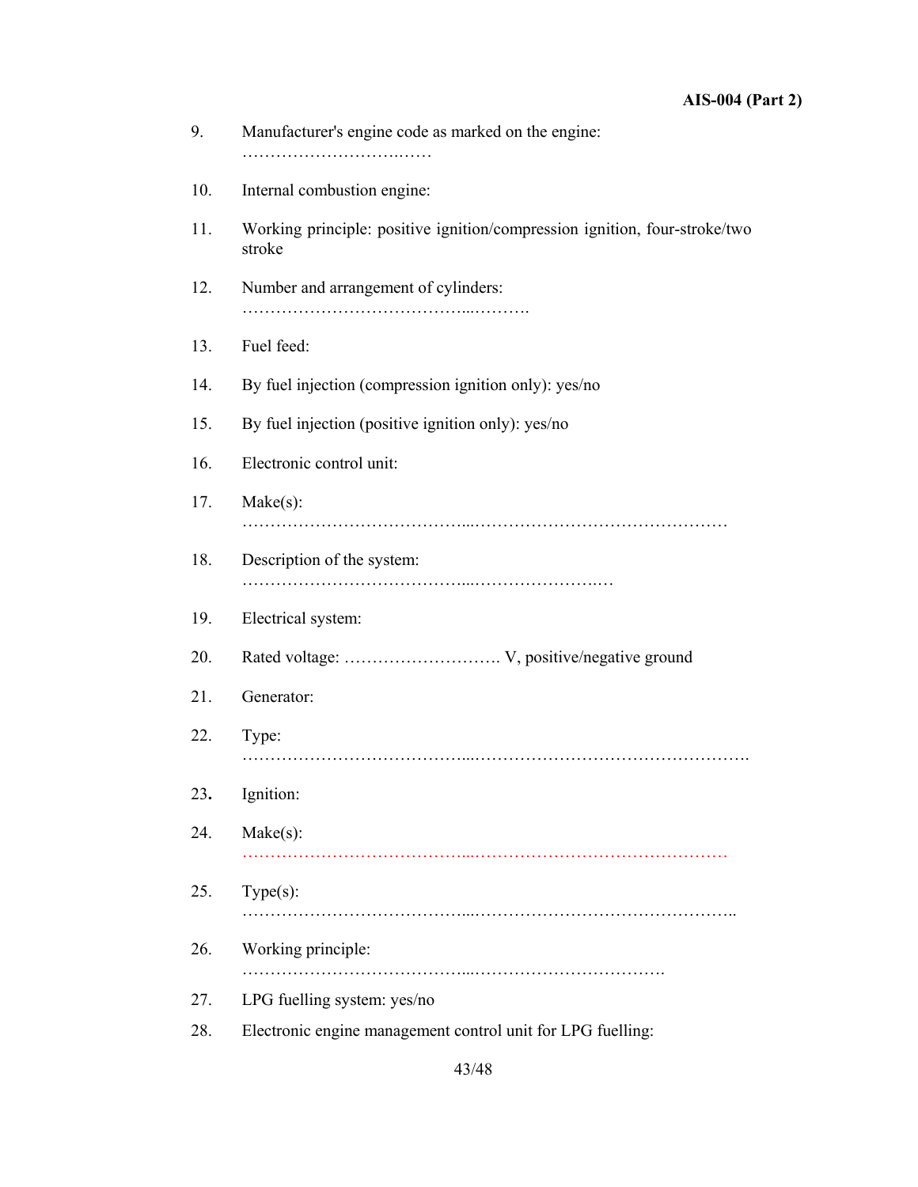9. Manufacturer's engine code as marked on the engine: ……………………….……

10. Internal combustion engine:

11. Working principle: positive ignition/compression ignition, four-stroke/two stroke

12. Number and arrangement of cylinders: …………………………………...……….

13. Fuel feed:

14. By fuel injection (compression ignition only): yes/no

15. By fuel injection (positive ignition only): yes/no

16. Electronic control unit:

17. Make(s): …………………………………...………………………………………

18. Description of the system: …………………………………...…………………….…

19. Electrical system:

20. Rated voltage: ………………………. V, positive/negative ground

21. Generator:

22. Type: …………………………………...………………………………………….

23. Ignition:

24. Make(s): …………………………………...………………………………………

25. Type(s): …………………………………...………………………………………..

26. Working principle: …………………………………...…………………………….

27. LPG fuelling system: yes/no

28. Electronic engine management control unit for LPG fuelling: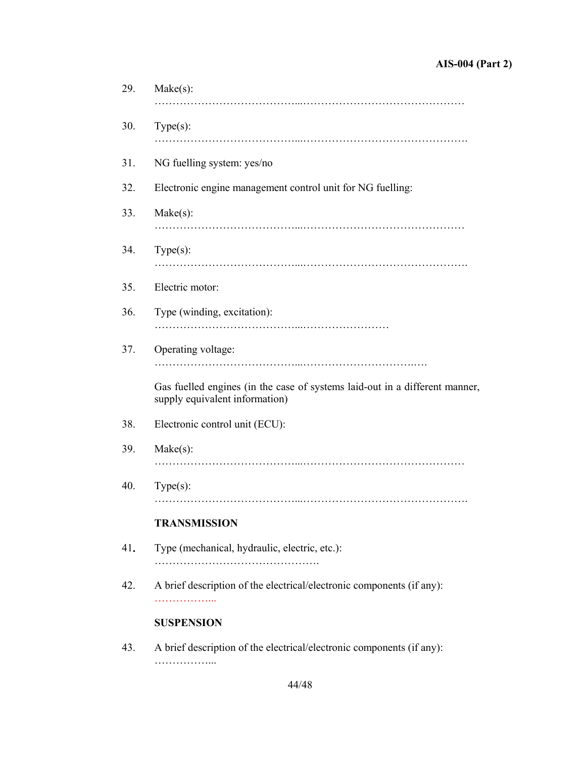29. Make(s):
………………………………...………………………………………

30. Type(s):
………………………………...……………………………………….

31. NG fuelling system: yes/no

32. Electronic engine management control unit for NG fuelling:

33. Make(s):
………………………………...………………………………………

34. Type(s):
………………………………...……………………………………….

35. Electric motor:

36. Type (winding, excitation):
………………………………...……………………

37. Operating voltage:
………………………………...…………………………..….

Gas fuelled engines (in the case of systems laid-out in a different manner, supply equivalent information)

38. Electronic control unit (ECU):

39. Make(s):
………………………………...………………………………………

40. Type(s):
………………………………...……………………………………….

**TRANSMISSION**

41. Type (mechanical, hydraulic, electric, etc.):
……………………………………….

42. A brief description of the electrical/electronic components (if any):
……………...

**SUSPENSION**

43. A brief description of the electrical/electronic components (if any):
……………...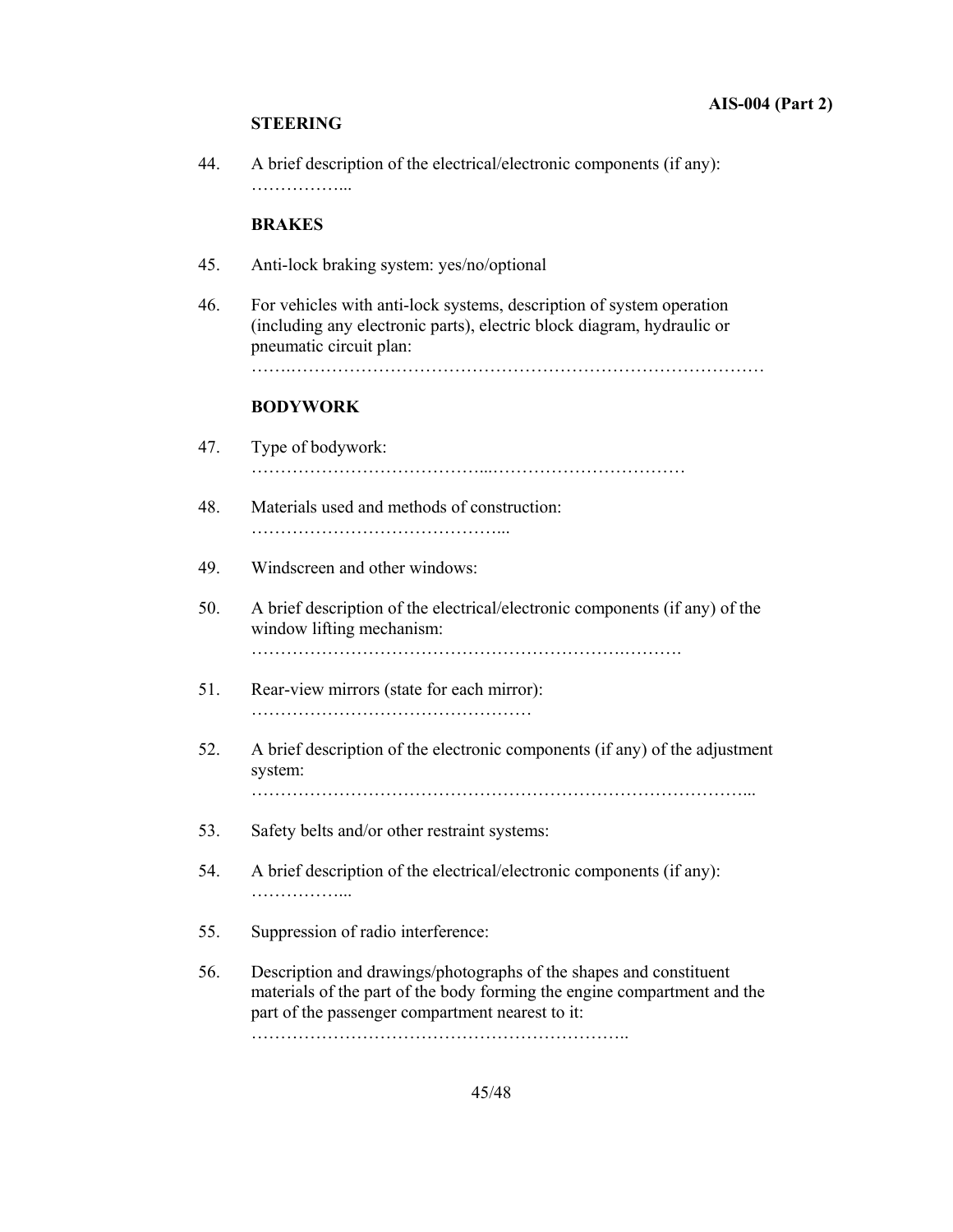**STEERING**

44. A brief description of the electrical/electronic components (if any): ……………...

**BRAKES**

45. Anti-lock braking system: yes/no/optional

46. For vehicles with anti-lock systems, description of system operation (including any electronic parts), electric block diagram, hydraulic or pneumatic circuit plan: ……..………………………………………………………………

**BODYWORK**

47. Type of bodywork: ………………………………...……………………………

48. Materials used and methods of construction: ……………………………………...

49. Windscreen and other windows:

50. A brief description of the electrical/electronic components (if any) of the window lifting mechanism: ……………………………………………………….………

51. Rear-view mirrors (state for each mirror): …………………………………………

52. A brief description of the electronic components (if any) of the adjustment system: ………………………………………………………………………...

53. Safety belts and/or other restraint systems:

54. A brief description of the electrical/electronic components (if any): ……………...

55. Suppression of radio interference:

56. Description and drawings/photographs of the shapes and constituent materials of the part of the body forming the engine compartment and the part of the passenger compartment nearest to it: ……………………………………………………..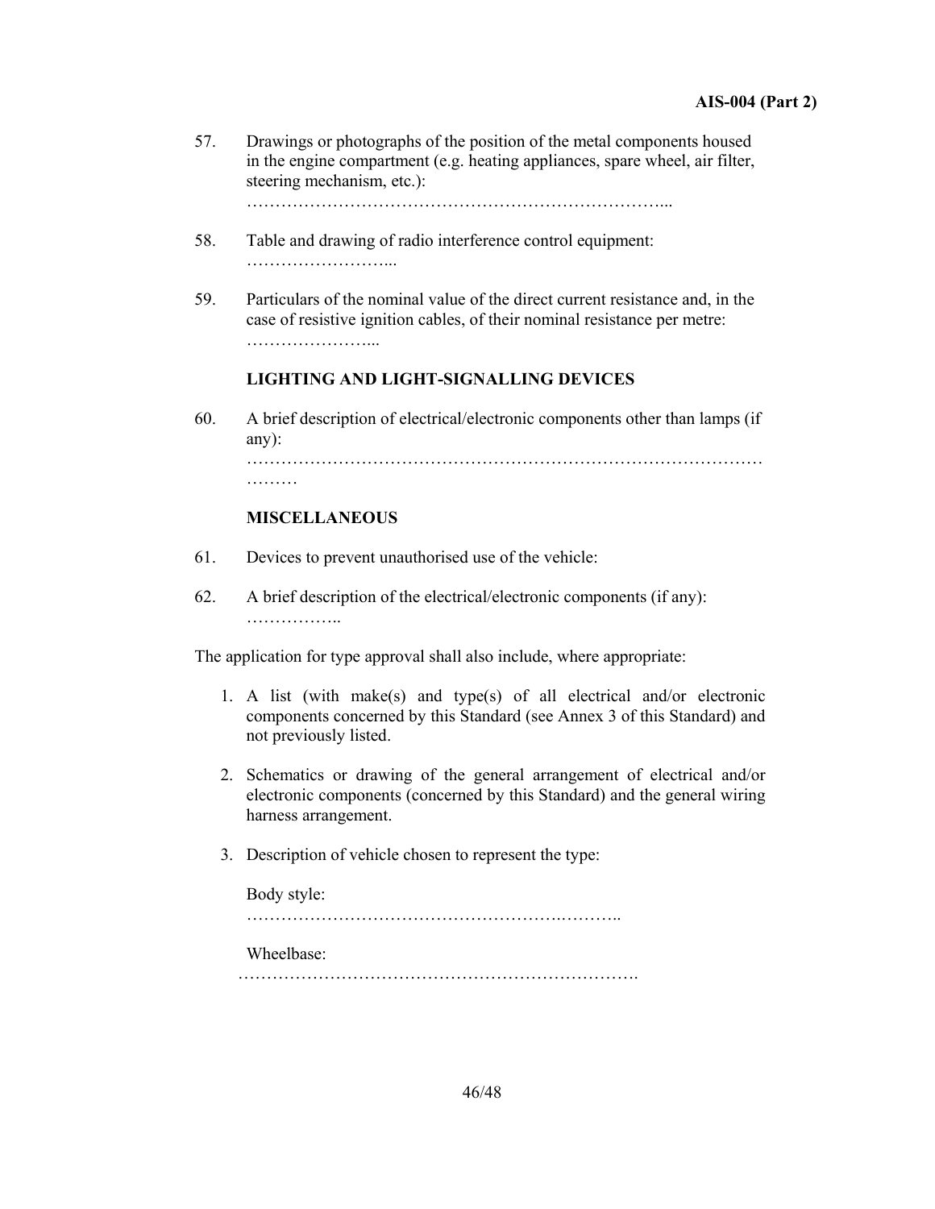57. Drawings or photographs of the position of the metal components housed in the engine compartment (e.g. heating appliances, spare wheel, air filter, steering mechanism, etc.):
………………………………………………………………...

58. Table and drawing of radio interference control equipment:
……………………...

59. Particulars of the nominal value of the direct current resistance and, in the case of resistive ignition cables, of their nominal resistance per metre:
…………………...

**LIGHTING AND LIGHT-SIGNALLING DEVICES**

60. A brief description of electrical/electronic components other than lamps (if any):
………………………………………………………………………………………

**MISCELLANEOUS**

61. Devices to prevent unauthorised use of the vehicle:

62. A brief description of the electrical/electronic components (if any):
……………..

The application for type approval shall also include, where appropriate:

1. A list (with make(s) and type(s) of all electrical and/or electronic components concerned by this Standard (see Annex 3 of this Standard) and not previously listed.
2. Schematics or drawing of the general arrangement of electrical and/or electronic components (concerned by this Standard) and the general wiring harness arrangement.
3. Description of vehicle chosen to represent the type:

   Body style:
   ……………………………………………….………..

   Wheelbase:
   …………………………………………………………….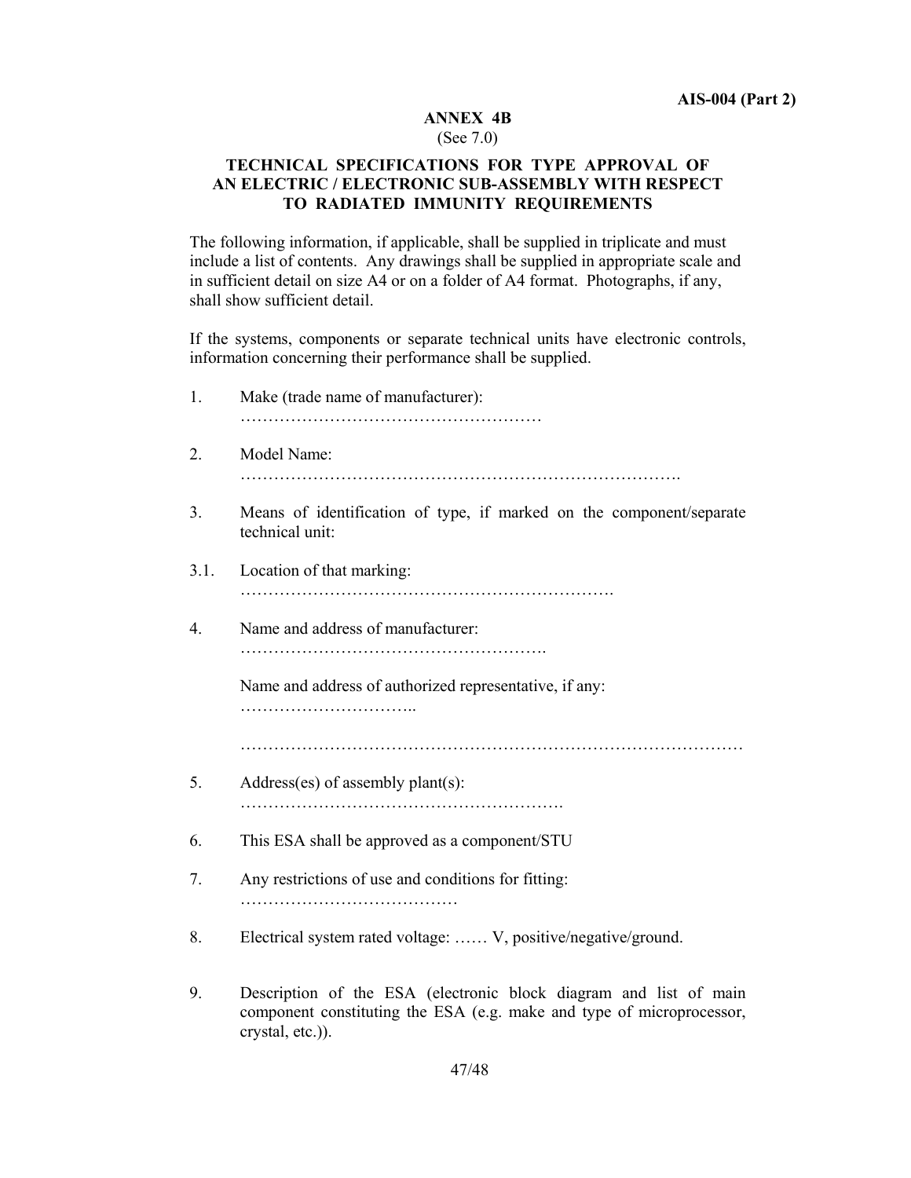## ANNEX 4B

(See 7.0)

### TECHNICAL SPECIFICATIONS FOR TYPE APPROVAL OF AN ELECTRIC / ELECTRONIC SUB-ASSEMBLY WITH RESPECT TO RADIATED IMMUNITY REQUIREMENTS

The following information, if applicable, shall be supplied in triplicate and must include a list of contents. Any drawings shall be supplied in appropriate scale and in sufficient detail on size A4 or on a folder of A4 format. Photographs, if any, shall show sufficient detail.

If the systems, components or separate technical units have electronic controls, information concerning their performance shall be supplied.

1. Make (trade name of manufacturer):
   ………………………………………………

2. Model Name:
   …………………………………………………………………….

3. Means of identification of type, if marked on the component/separate technical unit:

3.1. Location of that marking:
   ………………………………………………………….

4. Name and address of manufacturer:
   ……………………………………………….

   Name and address of authorized representative, if any:
   …………………………..

   ……………………………………………………………………………

5. Address(es) of assembly plant(s):
   ………………………………………………….

6. This ESA shall be approved as a component/STU

7. Any restrictions of use and conditions for fitting:
   …………………………………

8. Electrical system rated voltage: …… V, positive/negative/ground.

9. Description of the ESA (electronic block diagram and list of main component constituting the ESA (e.g. make and type of microprocessor, crystal, etc.)).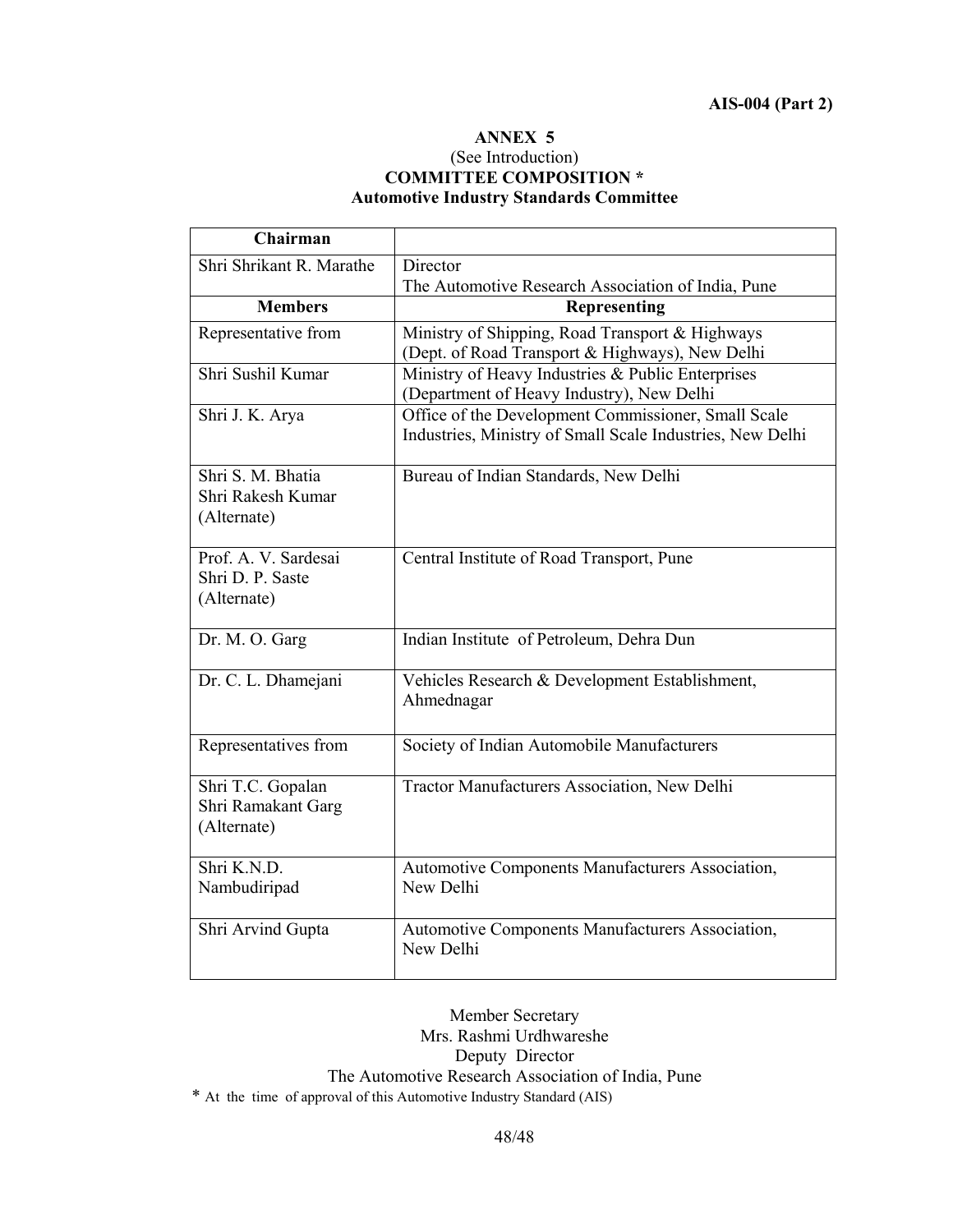## ANNEX 5

(See Introduction)

**COMMITTEE COMPOSITION ***

**Automotive Industry Standards Committee**

| **Chairman** | |
|---|---|
| Shri Shrikant R. Marathe | Director<br>The Automotive Research Association of India, Pune |
| **Members** | **Representing** |
| Representative from | Ministry of Shipping, Road Transport & Highways (Dept. of Road Transport & Highways), New Delhi |
| Shri Sushil Kumar | Ministry of Heavy Industries & Public Enterprises (Department of Heavy Industry), New Delhi |
| Shri J. K. Arya | Office of the Development Commissioner, Small Scale Industries, Ministry of Small Scale Industries, New Delhi |
| Shri S. M. Bhatia<br>Shri Rakesh Kumar (Alternate) | Bureau of Indian Standards, New Delhi |
| Prof. A. V. Sardesai<br>Shri D. P. Saste (Alternate) | Central Institute of Road Transport, Pune |
| Dr. M. O. Garg | Indian Institute of Petroleum, Dehra Dun |
| Dr. C. L. Dhamejani | Vehicles Research & Development Establishment, Ahmednagar |
| Representatives from | Society of Indian Automobile Manufacturers |
| Shri T.C. Gopalan<br>Shri Ramakant Garg (Alternate) | Tractor Manufacturers Association, New Delhi |
| Shri K.N.D. Nambudiripad | Automotive Components Manufacturers Association, New Delhi |
| Shri Arvind Gupta | Automotive Components Manufacturers Association, New Delhi |

Member Secretary
Mrs. Rashmi Urdhwareshe
Deputy Director
The Automotive Research Association of India, Pune

* At the time of approval of this Automotive Industry Standard (AIS)